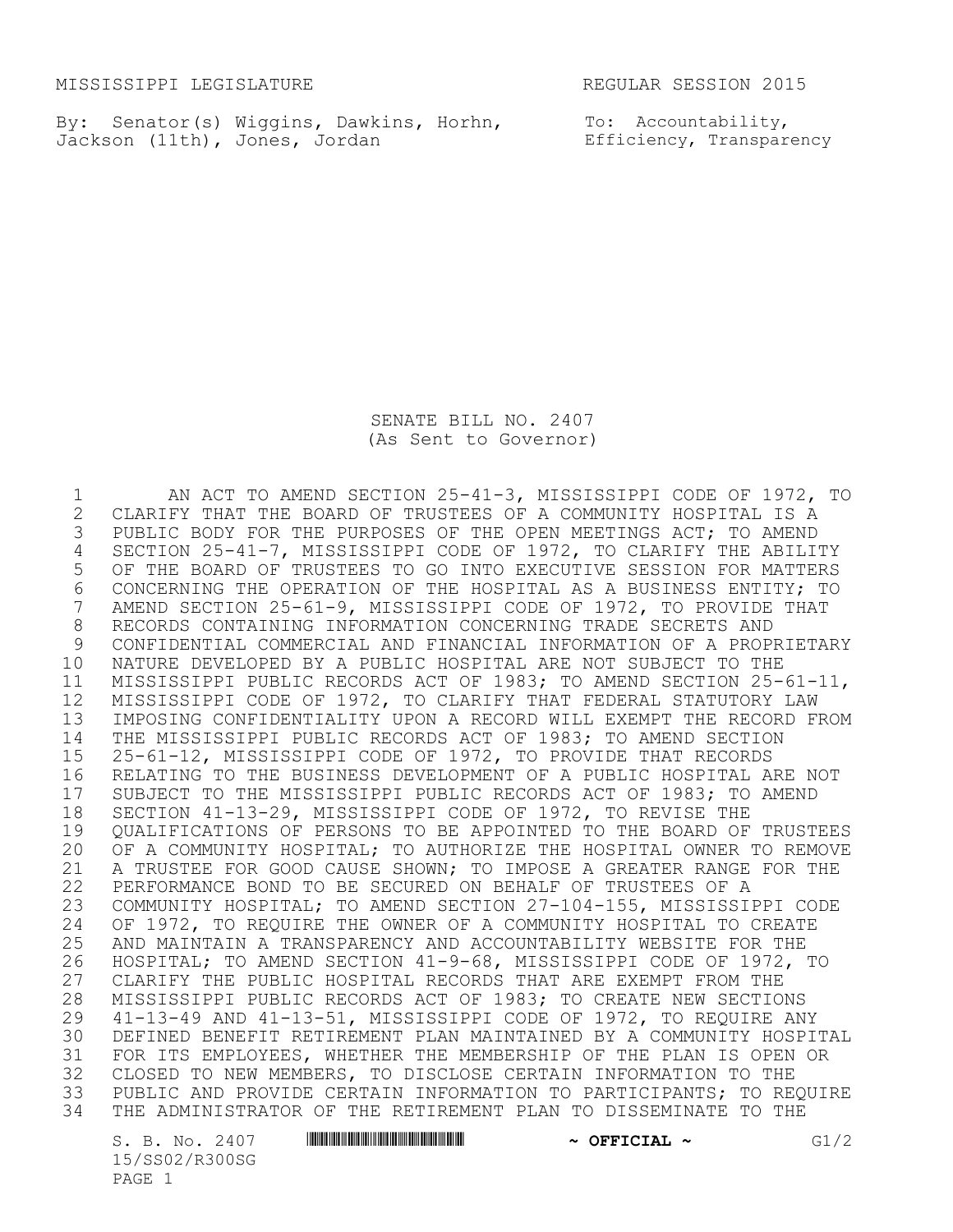MISSISSIPPI LEGISLATURE REGULAR SESSION 2015

By: Senator(s) Wiggins, Dawkins, Horhn, Jackson (11th), Jones, Jordan

To: Accountability, Efficiency, Transparency

# SENATE BILL NO. 2407
(As Sent to Governor)

1 AN ACT TO AMEND SECTION 25-41-3, MISSISSIPPI CODE OF 1972, TO
2 CLARIFY THAT THE BOARD OF TRUSTEES OF A COMMUNITY HOSPITAL IS A
3 PUBLIC BODY FOR THE PURPOSES OF THE OPEN MEETINGS ACT; TO AMEND
4 SECTION 25-41-7, MISSISSIPPI CODE OF 1972, TO CLARIFY THE ABILITY
5 OF THE BOARD OF TRUSTEES TO GO INTO EXECUTIVE SESSION FOR MATTERS
6 CONCERNING THE OPERATION OF THE HOSPITAL AS A BUSINESS ENTITY; TO
7 AMEND SECTION 25-61-9, MISSISSIPPI CODE OF 1972, TO PROVIDE THAT
8 RECORDS CONTAINING INFORMATION CONCERNING TRADE SECRETS AND
9 CONFIDENTIAL COMMERCIAL AND FINANCIAL INFORMATION OF A PROPRIETARY
10 NATURE DEVELOPED BY A PUBLIC HOSPITAL ARE NOT SUBJECT TO THE
11 MISSISSIPPI PUBLIC RECORDS ACT OF 1983; TO AMEND SECTION 25-61-11,
12 MISSISSIPPI CODE OF 1972, TO CLARIFY THAT FEDERAL STATUTORY LAW
13 IMPOSING CONFIDENTIALITY UPON A RECORD WILL EXEMPT THE RECORD FROM
14 THE MISSISSIPPI PUBLIC RECORDS ACT OF 1983; TO AMEND SECTION
15 25-61-12, MISSISSIPPI CODE OF 1972, TO PROVIDE THAT RECORDS
16 RELATING TO THE BUSINESS DEVELOPMENT OF A PUBLIC HOSPITAL ARE NOT
17 SUBJECT TO THE MISSISSIPPI PUBLIC RECORDS ACT OF 1983; TO AMEND
18 SECTION 41-13-29, MISSISSIPPI CODE OF 1972, TO REVISE THE
19 QUALIFICATIONS OF PERSONS TO BE APPOINTED TO THE BOARD OF TRUSTEES
20 OF A COMMUNITY HOSPITAL; TO AUTHORIZE THE HOSPITAL OWNER TO REMOVE
21 A TRUSTEE FOR GOOD CAUSE SHOWN; TO IMPOSE A GREATER RANGE FOR THE
22 PERFORMANCE BOND TO BE SECURED ON BEHALF OF TRUSTEES OF A
23 COMMUNITY HOSPITAL; TO AMEND SECTION 27-104-155, MISSISSIPPI CODE
24 OF 1972, TO REQUIRE THE OWNER OF A COMMUNITY HOSPITAL TO CREATE
25 AND MAINTAIN A TRANSPARENCY AND ACCOUNTABILITY WEBSITE FOR THE
26 HOSPITAL; TO AMEND SECTION 41-9-68, MISSISSIPPI CODE OF 1972, TO
27 CLARIFY THE PUBLIC HOSPITAL RECORDS THAT ARE EXEMPT FROM THE
28 MISSISSIPPI PUBLIC RECORDS ACT OF 1983; TO CREATE NEW SECTIONS
29 41-13-49 AND 41-13-51, MISSISSIPPI CODE OF 1972, TO REQUIRE ANY
30 DEFINED BENEFIT RETIREMENT PLAN MAINTAINED BY A COMMUNITY HOSPITAL
31 FOR ITS EMPLOYEES, WHETHER THE MEMBERSHIP OF THE PLAN IS OPEN OR
32 CLOSED TO NEW MEMBERS, TO DISCLOSE CERTAIN INFORMATION TO THE
33 PUBLIC AND PROVIDE CERTAIN INFORMATION TO PARTICIPANTS; TO REQUIRE
34 THE ADMINISTRATOR OF THE RETIREMENT PLAN TO DISSEMINATE TO THE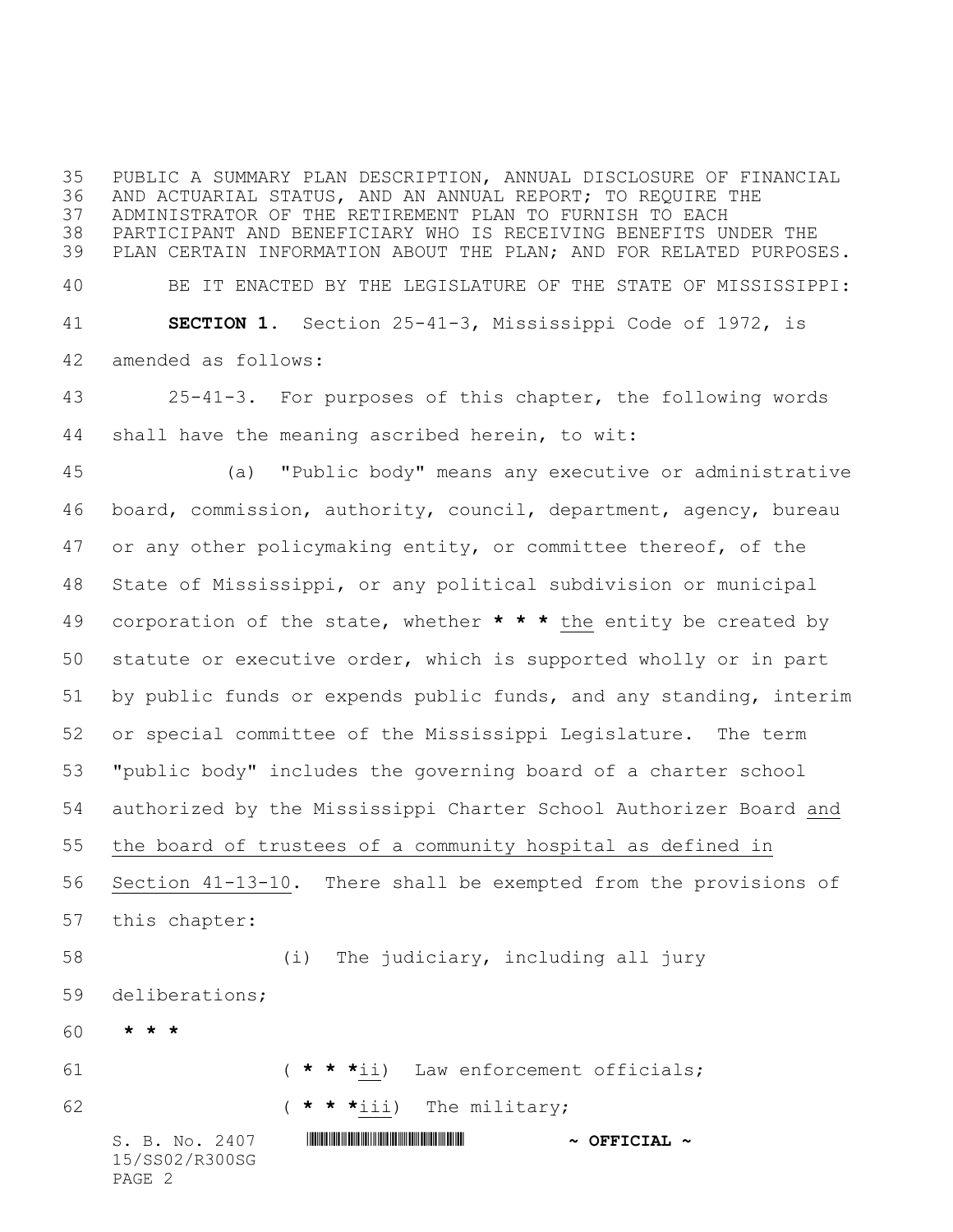PUBLIC A SUMMARY PLAN DESCRIPTION, ANNUAL DISCLOSURE OF FINANCIAL AND ACTUARIAL STATUS, AND AN ANNUAL REPORT; TO REQUIRE THE ADMINISTRATOR OF THE RETIREMENT PLAN TO FURNISH TO EACH PARTICIPANT AND BENEFICIARY WHO IS RECEIVING BENEFITS UNDER THE PLAN CERTAIN INFORMATION ABOUT THE PLAN; AND FOR RELATED PURPOSES.

BE IT ENACTED BY THE LEGISLATURE OF THE STATE OF MISSISSIPPI:

**SECTION 1.** Section 25-41-3, Mississippi Code of 1972, is amended as follows:

25-41-3. For purposes of this chapter, the following words shall have the meaning ascribed herein, to wit:

(a) "Public body" means any executive or administrative board, commission, authority, council, department, agency, bureau or any other policymaking entity, or committee thereof, of the State of Mississippi, or any political subdivision or municipal corporation of the state, whether *** the entity be created by statute or executive order, which is supported wholly or in part by public funds or expends public funds, and any standing, interim or special committee of the Mississippi Legislature. The term "public body" includes the governing board of a charter school authorized by the Mississippi Charter School Authorizer Board and the board of trustees of a community hospital as defined in Section 41-13-10. There shall be exempted from the provisions of this chapter:

(i) The judiciary, including all jury deliberations;

***

(***ii) Law enforcement officials;

(***iii) The military;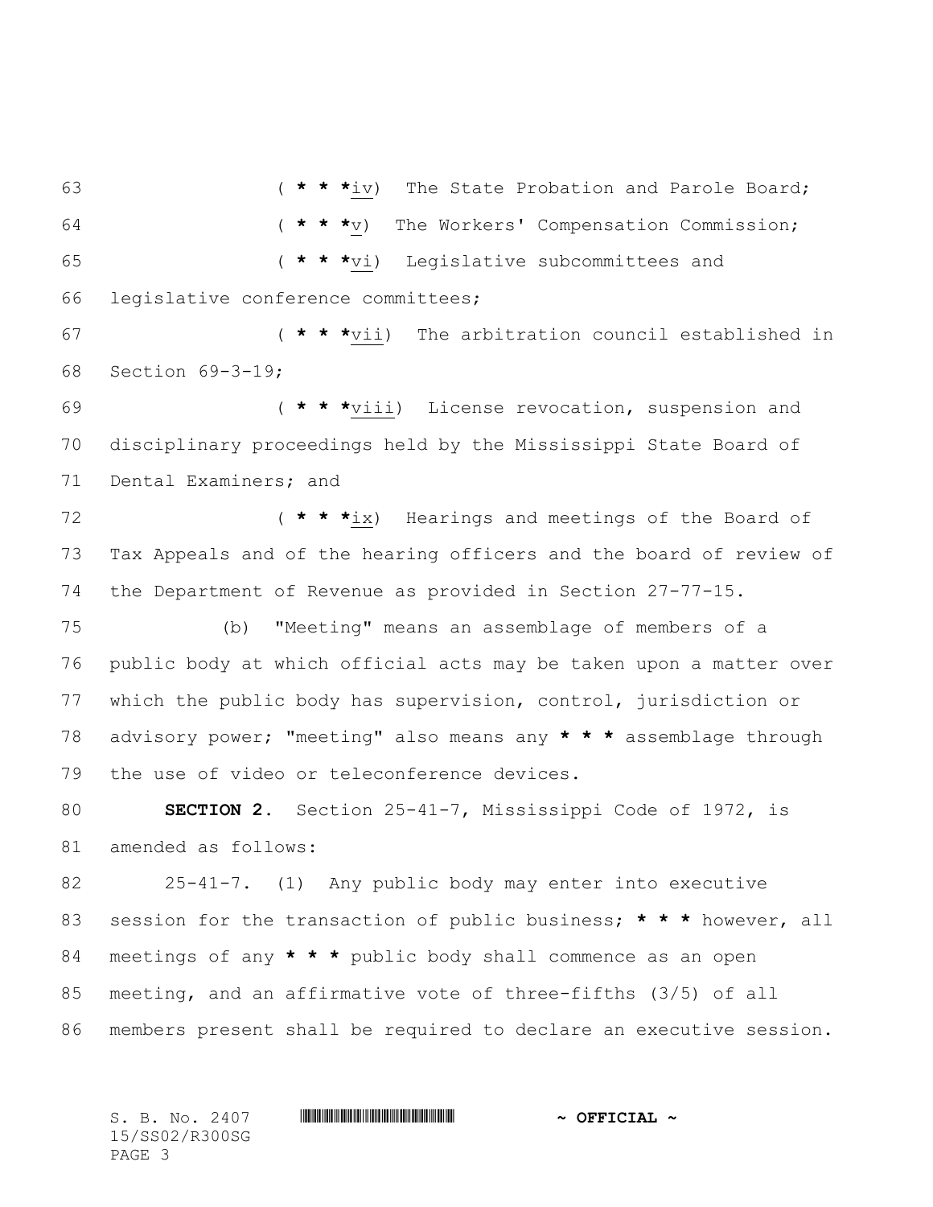63 ( * * *iv) The State Probation and Parole Board;

64 ( * * *v) The Workers' Compensation Commission;

65 ( * * *vi) Legislative subcommittees and

66 legislative conference committees;

67 ( * * *vii) The arbitration council established in

68 Section 69-3-19;

69 ( * * *viii) License revocation, suspension and

70 disciplinary proceedings held by the Mississippi State Board of

71 Dental Examiners; and

72 ( * * *ix) Hearings and meetings of the Board of

73 Tax Appeals and of the hearing officers and the board of review of

74 the Department of Revenue as provided in Section 27-77-15.

75 (b) "Meeting" means an assemblage of members of a

76 public body at which official acts may be taken upon a matter over

77 which the public body has supervision, control, jurisdiction or

78 advisory power; "meeting" also means any * * * assemblage through

79 the use of video or teleconference devices.

80 **SECTION 2.** Section 25-41-7, Mississippi Code of 1972, is

81 amended as follows:

82 25-41-7. (1) Any public body may enter into executive

83 session for the transaction of public business; * * * however, all

84 meetings of any * * * public body shall commence as an open

85 meeting, and an affirmative vote of three-fifths (3/5) of all

86 members present shall be required to declare an executive session.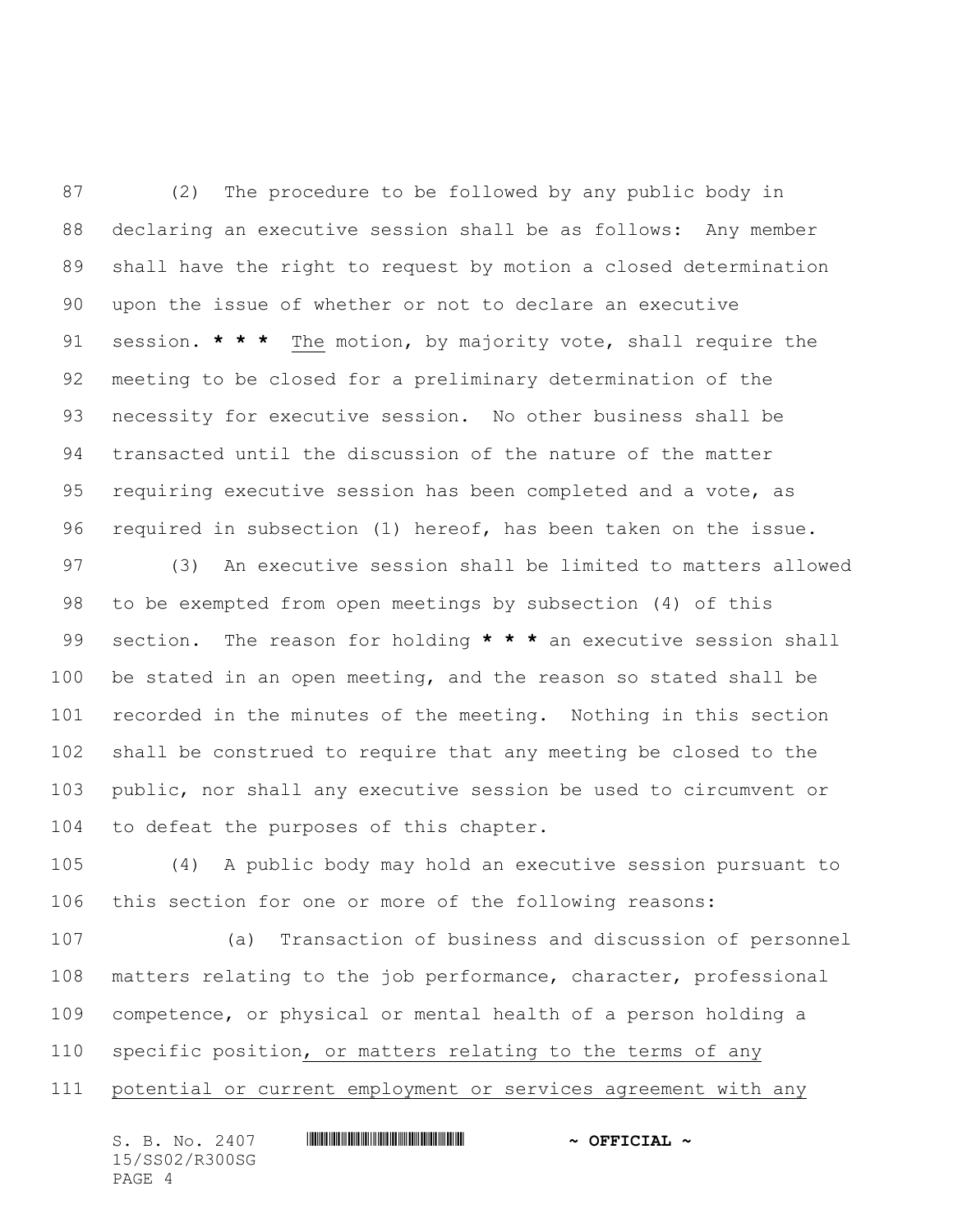(2) The procedure to be followed by any public body in declaring an executive session shall be as follows: Any member shall have the right to request by motion a closed determination upon the issue of whether or not to declare an executive session. **\* \* \*** <u>The</u> motion, by majority vote, shall require the meeting to be closed for a preliminary determination of the necessity for executive session. No other business shall be transacted until the discussion of the nature of the matter requiring executive session has been completed and a vote, as required in subsection (1) hereof, has been taken on the issue.

(3) An executive session shall be limited to matters allowed to be exempted from open meetings by subsection (4) of this section. The reason for holding **\* \* \*** an executive session shall be stated in an open meeting, and the reason so stated shall be recorded in the minutes of the meeting. Nothing in this section shall be construed to require that any meeting be closed to the public, nor shall any executive session be used to circumvent or to defeat the purposes of this chapter.

(4) A public body may hold an executive session pursuant to this section for one or more of the following reasons:

(a) Transaction of business and discussion of personnel matters relating to the job performance, character, professional competence, or physical or mental health of a person holding a specific position<u>, or matters relating to the terms of any potential or current employment or services agreement with any</u>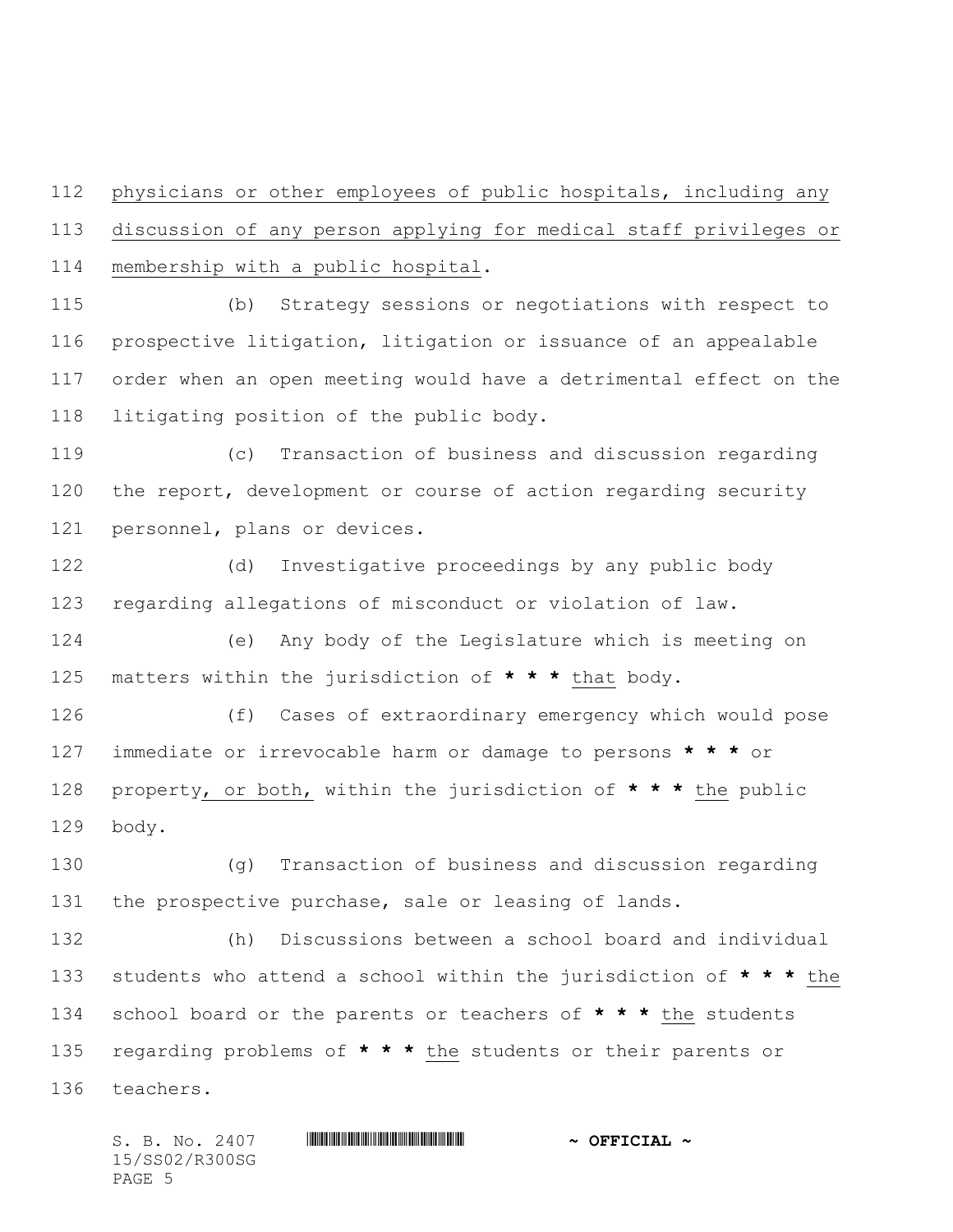physicians or other employees of public hospitals, including any discussion of any person applying for medical staff privileges or membership with a public hospital.

(b) Strategy sessions or negotiations with respect to prospective litigation, litigation or issuance of an appealable order when an open meeting would have a detrimental effect on the litigating position of the public body.

(c) Transaction of business and discussion regarding the report, development or course of action regarding security personnel, plans or devices.

(d) Investigative proceedings by any public body regarding allegations of misconduct or violation of law.

(e) Any body of the Legislature which is meeting on matters within the jurisdiction of **\* \* \*** that body.

(f) Cases of extraordinary emergency which would pose immediate or irrevocable harm or damage to persons **\* \* \*** or property, or both, within the jurisdiction of **\* \* \*** the public body.

(g) Transaction of business and discussion regarding the prospective purchase, sale or leasing of lands.

(h) Discussions between a school board and individual students who attend a school within the jurisdiction of **\* \* \*** the school board or the parents or teachers of **\* \* \*** the students regarding problems of **\* \* \*** the students or their parents or teachers.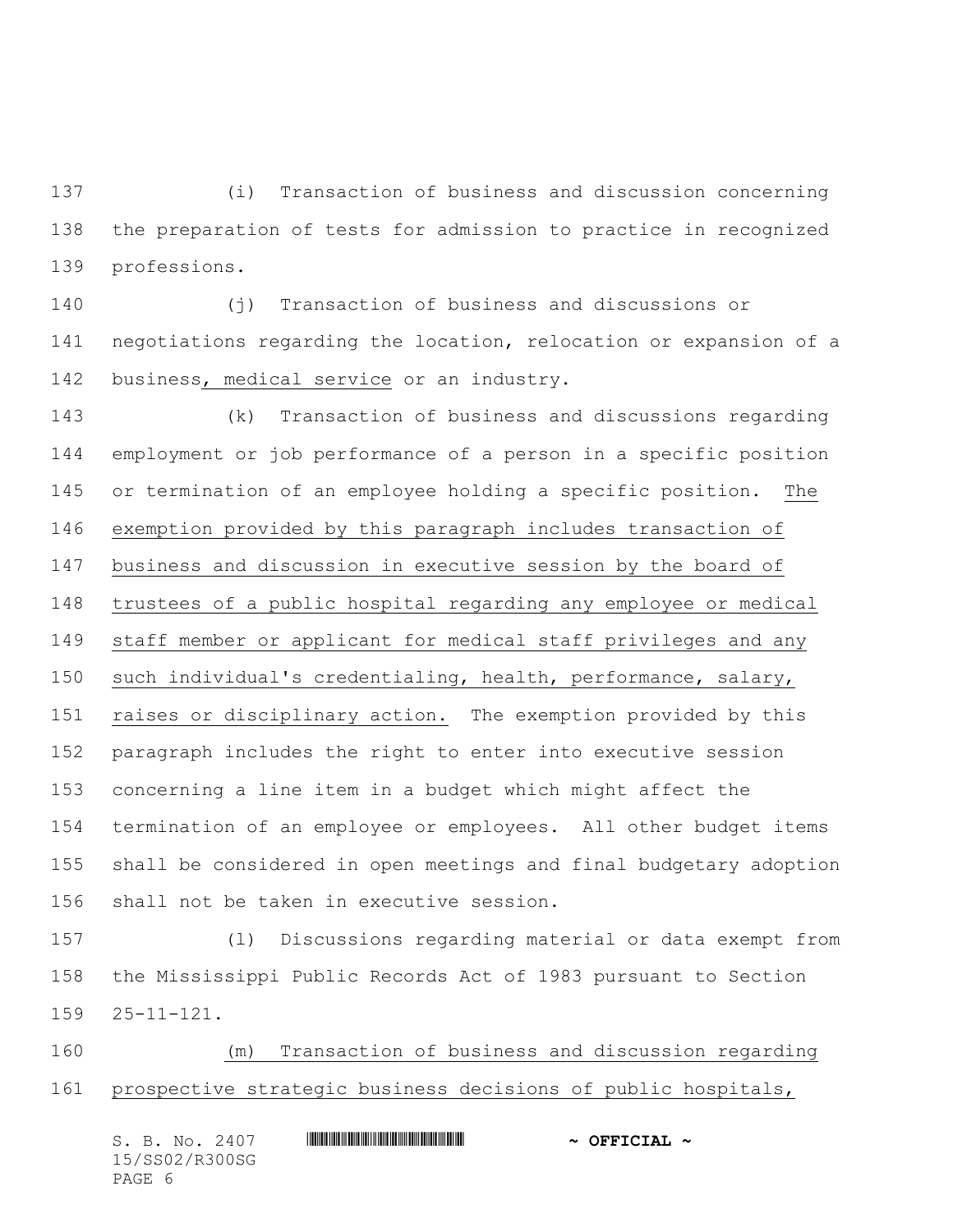137 (i) Transaction of business and discussion concerning
138 the preparation of tests for admission to practice in recognized
139 professions.

140 (j) Transaction of business and discussions or
141 negotiations regarding the location, relocation or expansion of a
142 business, medical service or an industry.

143 (k) Transaction of business and discussions regarding
144 employment or job performance of a person in a specific position
145 or termination of an employee holding a specific position. The
146 exemption provided by this paragraph includes transaction of
147 business and discussion in executive session by the board of
148 trustees of a public hospital regarding any employee or medical
149 staff member or applicant for medical staff privileges and any
150 such individual's credentialing, health, performance, salary,
151 raises or disciplinary action. The exemption provided by this
152 paragraph includes the right to enter into executive session
153 concerning a line item in a budget which might affect the
154 termination of an employee or employees. All other budget items
155 shall be considered in open meetings and final budgetary adoption
156 shall not be taken in executive session.

157 (l) Discussions regarding material or data exempt from
158 the Mississippi Public Records Act of 1983 pursuant to Section
159 25-11-121.

160 (m) Transaction of business and discussion regarding
161 prospective strategic business decisions of public hospitals,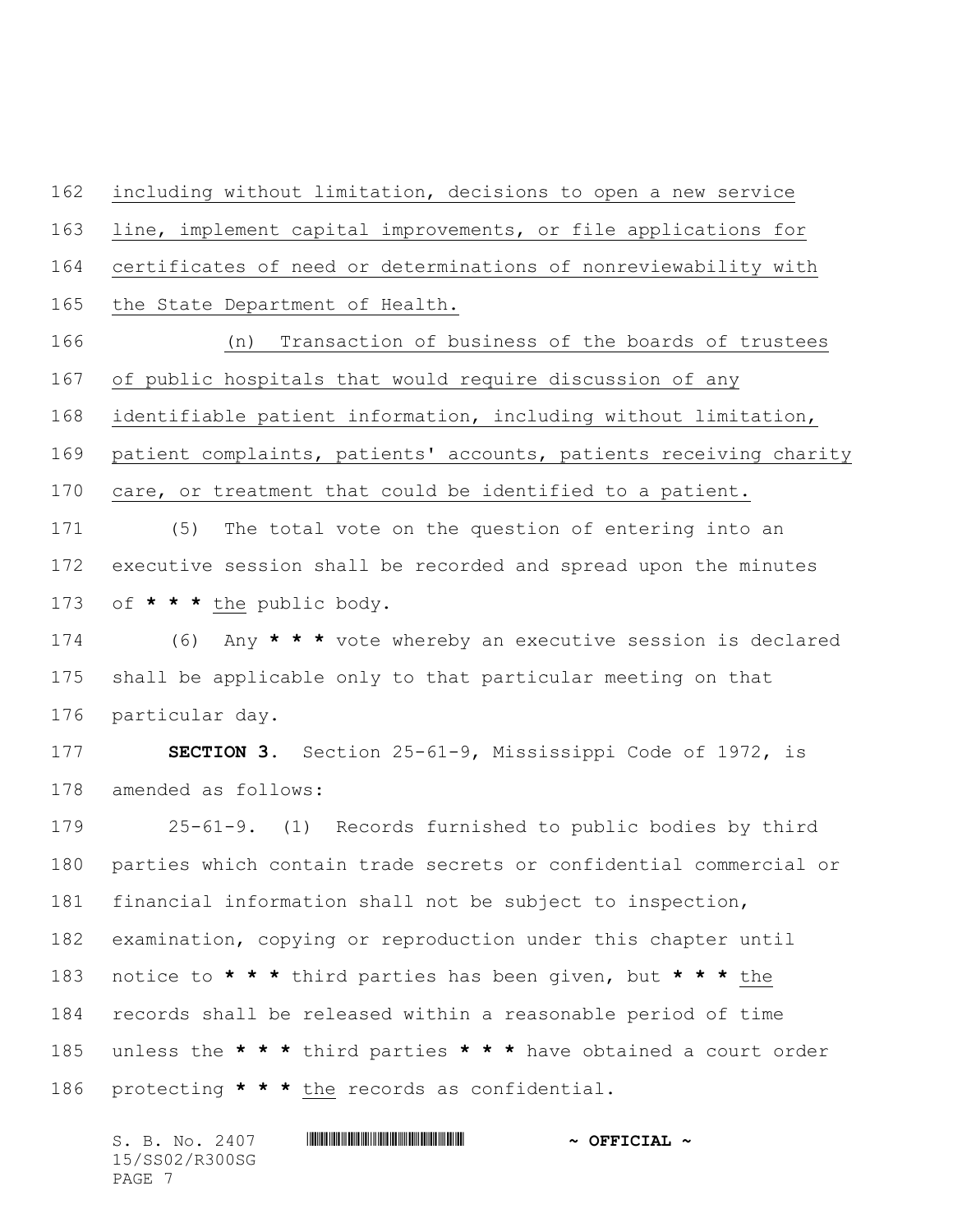including without limitation, decisions to open a new service line, implement capital improvements, or file applications for certificates of need or determinations of nonreviewability with the State Department of Health.

(n) Transaction of business of the boards of trustees of public hospitals that would require discussion of any identifiable patient information, including without limitation, patient complaints, patients' accounts, patients receiving charity care, or treatment that could be identified to a patient.

(5) The total vote on the question of entering into an executive session shall be recorded and spread upon the minutes of * * * the public body.

(6) Any * * * vote whereby an executive session is declared shall be applicable only to that particular meeting on that particular day.

**SECTION 3.** Section 25-61-9, Mississippi Code of 1972, is amended as follows:

25-61-9. (1) Records furnished to public bodies by third parties which contain trade secrets or confidential commercial or financial information shall not be subject to inspection, examination, copying or reproduction under this chapter until notice to * * * third parties has been given, but * * * the records shall be released within a reasonable period of time unless the * * * third parties * * * have obtained a court order protecting * * * the records as confidential.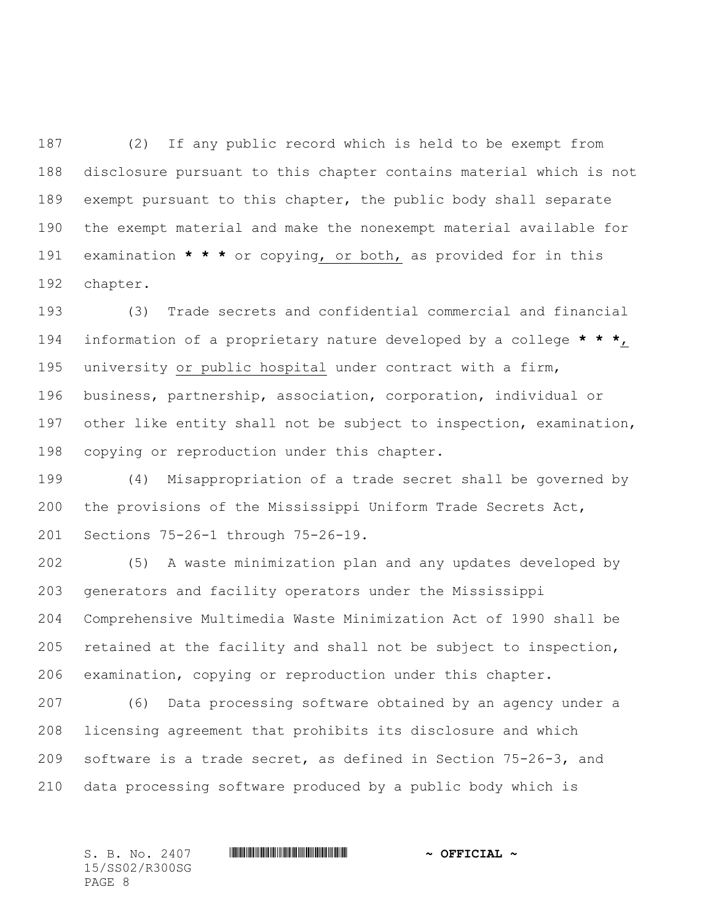(2) If any public record which is held to be exempt from disclosure pursuant to this chapter contains material which is not exempt pursuant to this chapter, the public body shall separate the exempt material and make the nonexempt material available for examination * * * or copying, or both, as provided for in this chapter.

(3) Trade secrets and confidential commercial and financial information of a proprietary nature developed by a college * * *, university or public hospital under contract with a firm, business, partnership, association, corporation, individual or other like entity shall not be subject to inspection, examination, copying or reproduction under this chapter.

(4) Misappropriation of a trade secret shall be governed by the provisions of the Mississippi Uniform Trade Secrets Act, Sections 75-26-1 through 75-26-19.

(5) A waste minimization plan and any updates developed by generators and facility operators under the Mississippi Comprehensive Multimedia Waste Minimization Act of 1990 shall be retained at the facility and shall not be subject to inspection, examination, copying or reproduction under this chapter.

(6) Data processing software obtained by an agency under a licensing agreement that prohibits its disclosure and which software is a trade secret, as defined in Section 75-26-3, and data processing software produced by a public body which is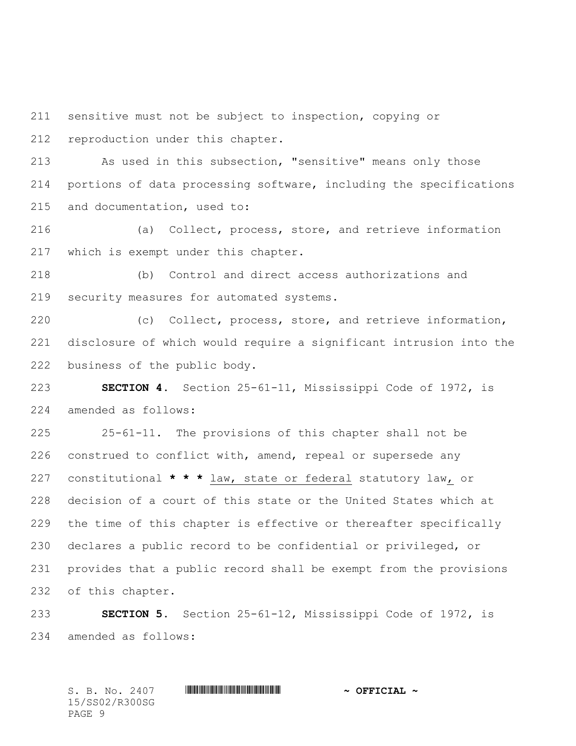sensitive must not be subject to inspection, copying or reproduction under this chapter.

As used in this subsection, "sensitive" means only those portions of data processing software, including the specifications and documentation, used to:

(a) Collect, process, store, and retrieve information which is exempt under this chapter.

(b) Control and direct access authorizations and security measures for automated systems.

(c) Collect, process, store, and retrieve information, disclosure of which would require a significant intrusion into the business of the public body.

**SECTION 4.** Section 25-61-11, Mississippi Code of 1972, is amended as follows:

25-61-11. The provisions of this chapter shall not be construed to conflict with, amend, repeal or supersede any constitutional *** law, state or federal statutory law, or decision of a court of this state or the United States which at the time of this chapter is effective or thereafter specifically declares a public record to be confidential or privileged, or provides that a public record shall be exempt from the provisions of this chapter.

**SECTION 5.** Section 25-61-12, Mississippi Code of 1972, is amended as follows: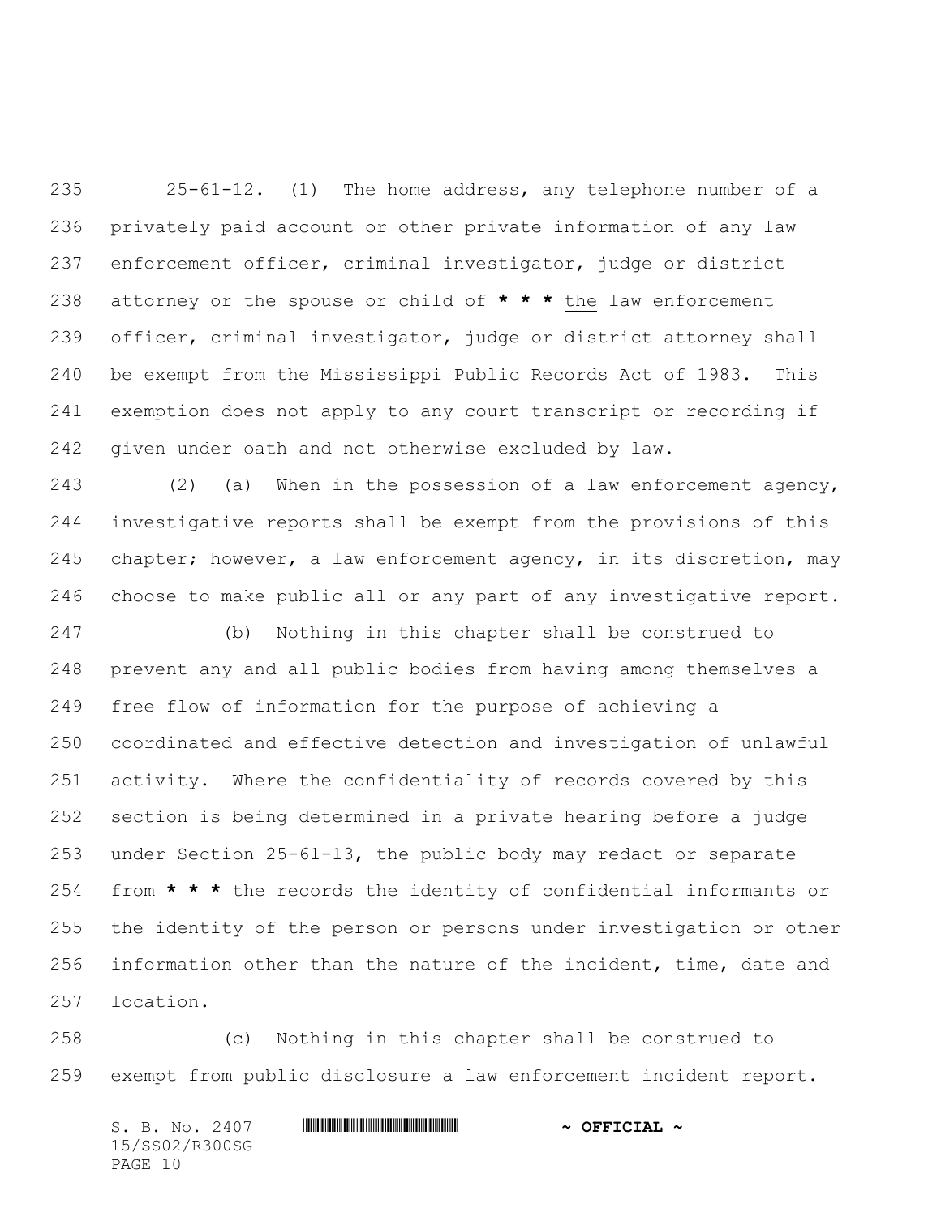25-61-12. (1) The home address, any telephone number of a privately paid account or other private information of any law enforcement officer, criminal investigator, judge or district attorney or the spouse or child of * * * the law enforcement officer, criminal investigator, judge or district attorney shall be exempt from the Mississippi Public Records Act of 1983. This exemption does not apply to any court transcript or recording if given under oath and not otherwise excluded by law.

(2) (a) When in the possession of a law enforcement agency, investigative reports shall be exempt from the provisions of this chapter; however, a law enforcement agency, in its discretion, may choose to make public all or any part of any investigative report.

(b) Nothing in this chapter shall be construed to prevent any and all public bodies from having among themselves a free flow of information for the purpose of achieving a coordinated and effective detection and investigation of unlawful activity. Where the confidentiality of records covered by this section is being determined in a private hearing before a judge under Section 25-61-13, the public body may redact or separate from * * * the records the identity of confidential informants or the identity of the person or persons under investigation or other information other than the nature of the incident, time, date and location.

(c) Nothing in this chapter shall be construed to exempt from public disclosure a law enforcement incident report.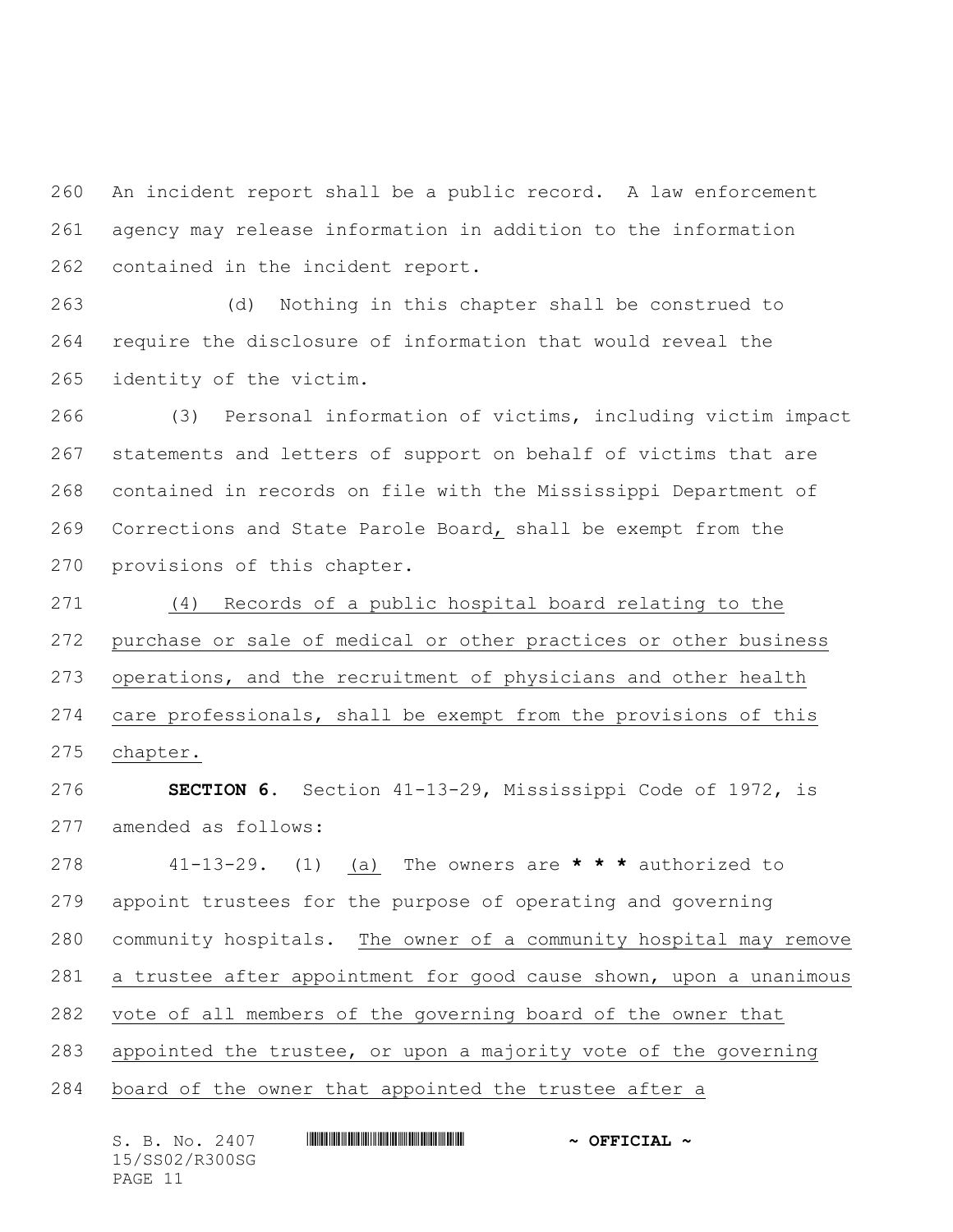An incident report shall be a public record. A law enforcement agency may release information in addition to the information contained in the incident report.

(d) Nothing in this chapter shall be construed to require the disclosure of information that would reveal the identity of the victim.

(3) Personal information of victims, including victim impact statements and letters of support on behalf of victims that are contained in records on file with the Mississippi Department of Corrections and State Parole Board, shall be exempt from the provisions of this chapter.

(4) Records of a public hospital board relating to the purchase or sale of medical or other practices or other business operations, and the recruitment of physicians and other health care professionals, shall be exempt from the provisions of this chapter.

**SECTION 6.** Section 41-13-29, Mississippi Code of 1972, is amended as follows:

41-13-29. (1) (a) The owners are *** * *** authorized to appoint trustees for the purpose of operating and governing community hospitals. The owner of a community hospital may remove a trustee after appointment for good cause shown, upon a unanimous vote of all members of the governing board of the owner that appointed the trustee, or upon a majority vote of the governing board of the owner that appointed the trustee after a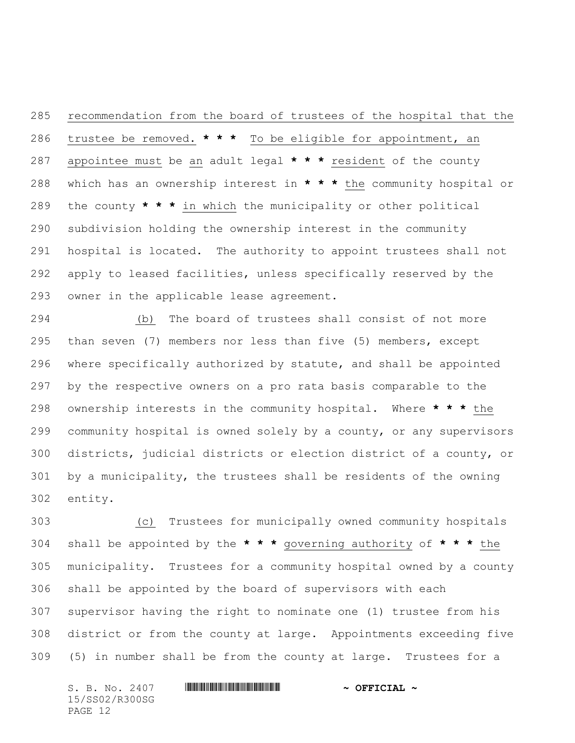recommendation from the board of trustees of the hospital that the trustee be removed. * * * To be eligible for appointment, an appointee must be an adult legal * * * resident of the county which has an ownership interest in * * * the community hospital or the county * * * in which the municipality or other political subdivision holding the ownership interest in the community hospital is located. The authority to appoint trustees shall not apply to leased facilities, unless specifically reserved by the owner in the applicable lease agreement.

(b) The board of trustees shall consist of not more than seven (7) members nor less than five (5) members, except where specifically authorized by statute, and shall be appointed by the respective owners on a pro rata basis comparable to the ownership interests in the community hospital. Where * * * the community hospital is owned solely by a county, or any supervisors districts, judicial districts or election district of a county, or by a municipality, the trustees shall be residents of the owning entity.

(c) Trustees for municipally owned community hospitals shall be appointed by the * * * governing authority of * * * the municipality. Trustees for a community hospital owned by a county shall be appointed by the board of supervisors with each supervisor having the right to nominate one (1) trustee from his district or from the county at large. Appointments exceeding five (5) in number shall be from the county at large. Trustees for a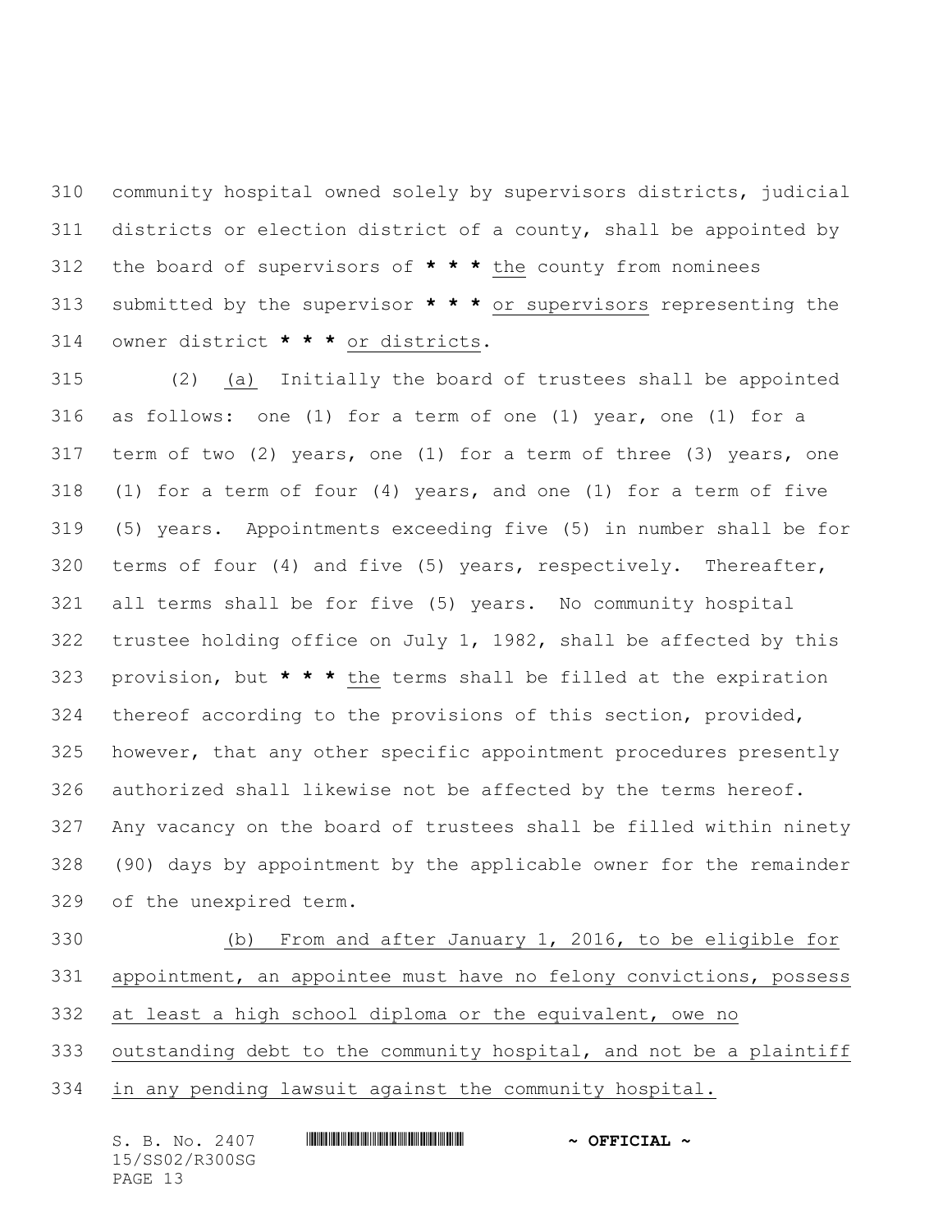community hospital owned solely by supervisors districts, judicial districts or election district of a county, shall be appointed by the board of supervisors of * * * the county from nominees submitted by the supervisor * * * or supervisors representing the owner district * * * or districts.

(2) (a) Initially the board of trustees shall be appointed as follows: one (1) for a term of one (1) year, one (1) for a term of two (2) years, one (1) for a term of three (3) years, one (1) for a term of four (4) years, and one (1) for a term of five (5) years. Appointments exceeding five (5) in number shall be for terms of four (4) and five (5) years, respectively. Thereafter, all terms shall be for five (5) years. No community hospital trustee holding office on July 1, 1982, shall be affected by this provision, but * * * the terms shall be filled at the expiration thereof according to the provisions of this section, provided, however, that any other specific appointment procedures presently authorized shall likewise not be affected by the terms hereof. Any vacancy on the board of trustees shall be filled within ninety (90) days by appointment by the applicable owner for the remainder of the unexpired term.

(b) From and after January 1, 2016, to be eligible for appointment, an appointee must have no felony convictions, possess at least a high school diploma or the equivalent, owe no outstanding debt to the community hospital, and not be a plaintiff in any pending lawsuit against the community hospital.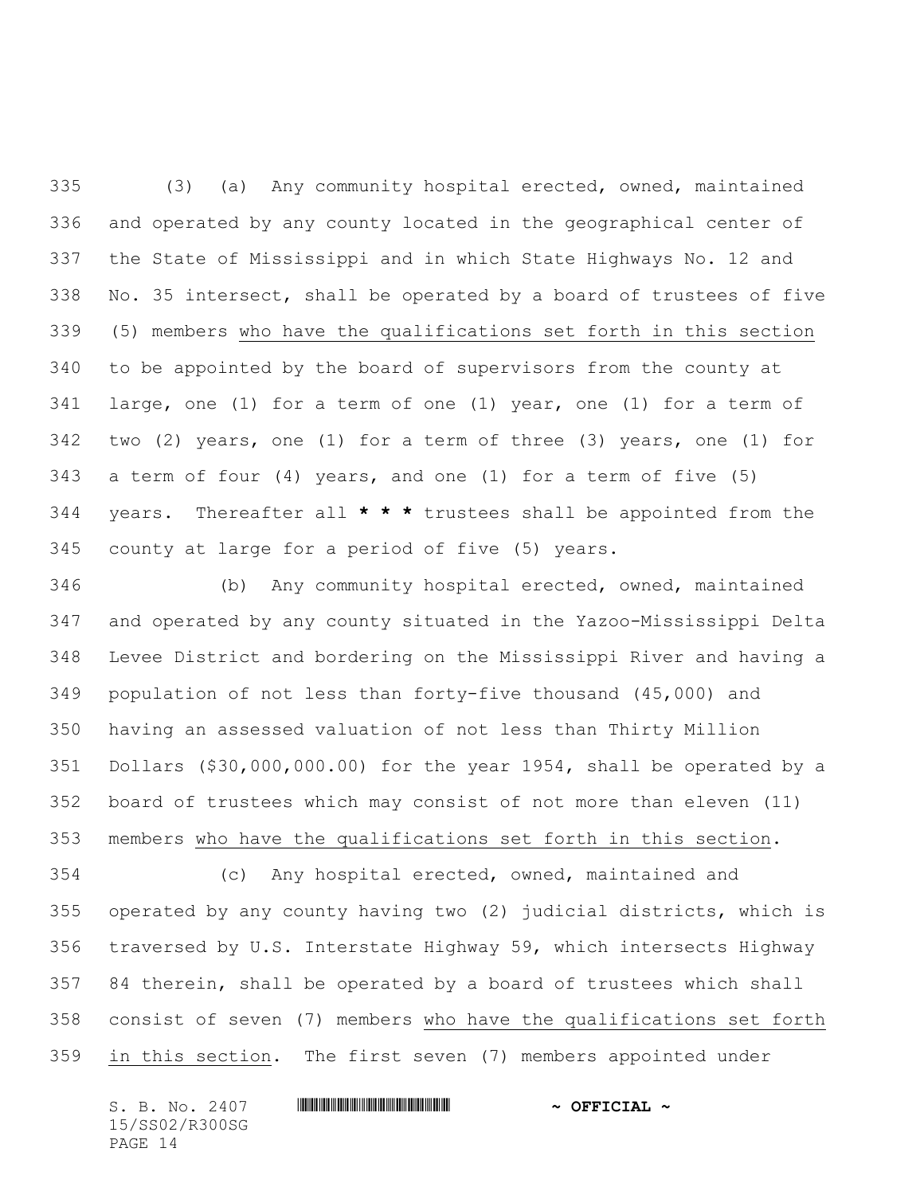(3) (a) Any community hospital erected, owned, maintained and operated by any county located in the geographical center of the State of Mississippi and in which State Highways No. 12 and No. 35 intersect, shall be operated by a board of trustees of five (5) members <u>who have the qualifications set forth in this section</u> to be appointed by the board of supervisors from the county at large, one (1) for a term of one (1) year, one (1) for a term of two (2) years, one (1) for a term of three (3) years, one (1) for a term of four (4) years, and one (1) for a term of five (5) years. Thereafter all **\* \* \*** trustees shall be appointed from the county at large for a period of five (5) years.

(b) Any community hospital erected, owned, maintained and operated by any county situated in the Yazoo-Mississippi Delta Levee District and bordering on the Mississippi River and having a population of not less than forty-five thousand (45,000) and having an assessed valuation of not less than Thirty Million Dollars ($30,000,000.00) for the year 1954, shall be operated by a board of trustees which may consist of not more than eleven (11) members <u>who have the qualifications set forth in this section</u>.

(c) Any hospital erected, owned, maintained and operated by any county having two (2) judicial districts, which is traversed by U.S. Interstate Highway 59, which intersects Highway 84 therein, shall be operated by a board of trustees which shall consist of seven (7) members <u>who have the qualifications set forth in this section</u>. The first seven (7) members appointed under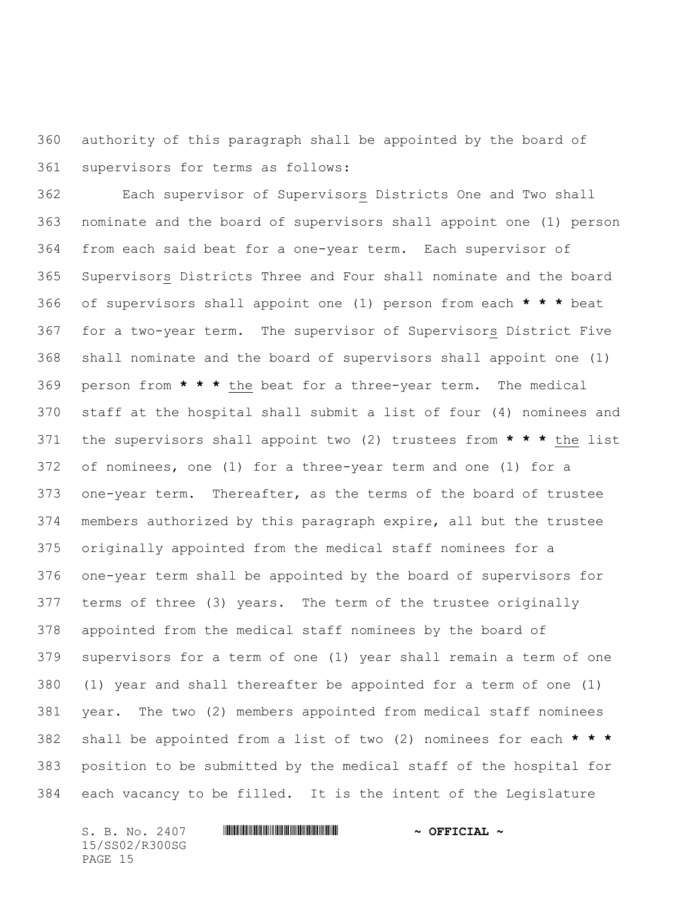authority of this paragraph shall be appointed by the board of supervisors for terms as follows:

Each supervisor of Supervisors Districts One and Two shall nominate and the board of supervisors shall appoint one (1) person from each said beat for a one-year term. Each supervisor of Supervisors Districts Three and Four shall nominate and the board of supervisors shall appoint one (1) person from each * * * beat for a two-year term. The supervisor of Supervisors District Five shall nominate and the board of supervisors shall appoint one (1) person from * * * the beat for a three-year term. The medical staff at the hospital shall submit a list of four (4) nominees and the supervisors shall appoint two (2) trustees from * * * the list of nominees, one (1) for a three-year term and one (1) for a one-year term. Thereafter, as the terms of the board of trustee members authorized by this paragraph expire, all but the trustee originally appointed from the medical staff nominees for a one-year term shall be appointed by the board of supervisors for terms of three (3) years. The term of the trustee originally appointed from the medical staff nominees by the board of supervisors for a term of one (1) year shall remain a term of one (1) year and shall thereafter be appointed for a term of one (1) year. The two (2) members appointed from medical staff nominees shall be appointed from a list of two (2) nominees for each * * * position to be submitted by the medical staff of the hospital for each vacancy to be filled. It is the intent of the Legislature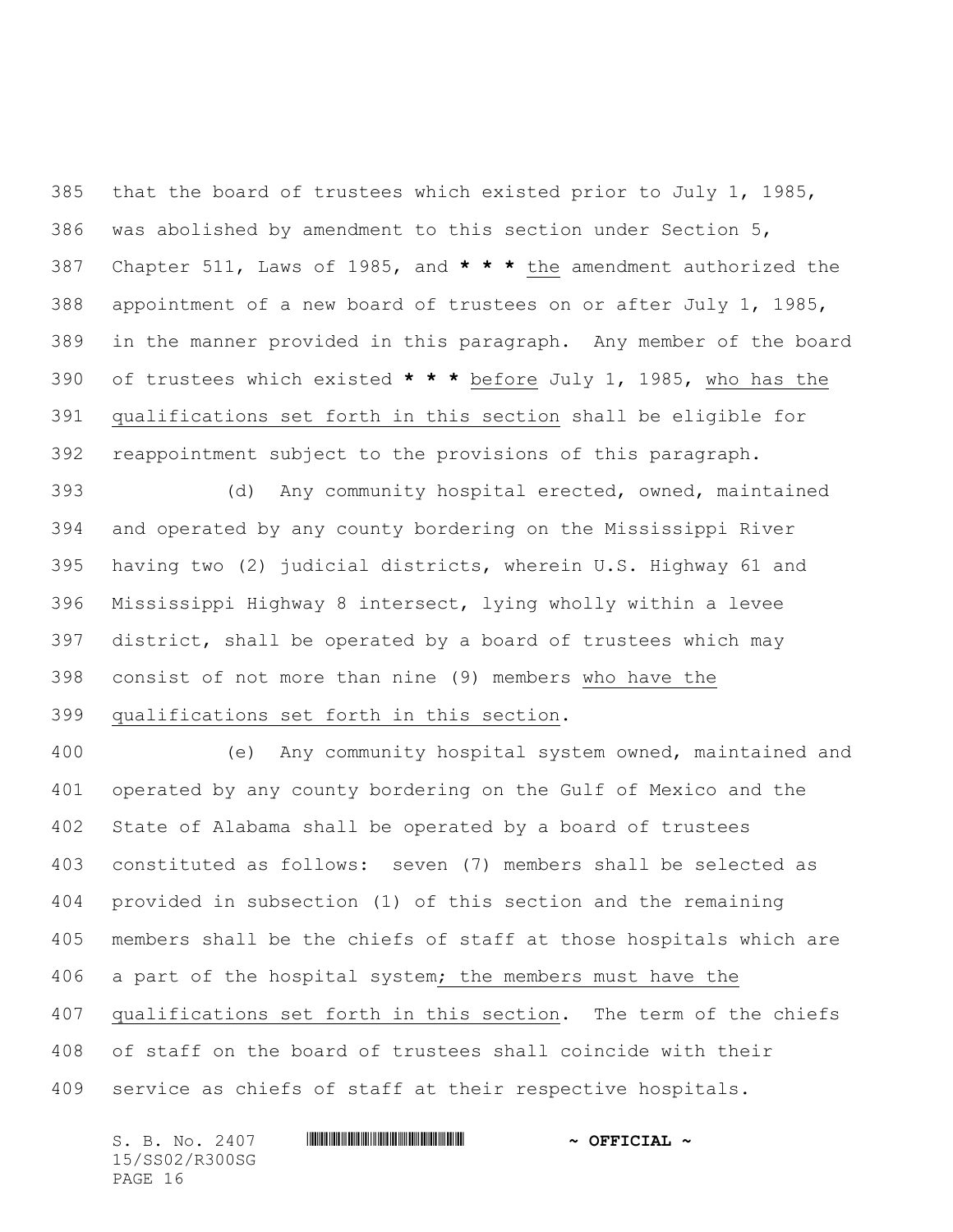that the board of trustees which existed prior to July 1, 1985, was abolished by amendment to this section under Section 5, Chapter 511, Laws of 1985, and * * * the amendment authorized the appointment of a new board of trustees on or after July 1, 1985, in the manner provided in this paragraph. Any member of the board of trustees which existed * * * before July 1, 1985, who has the qualifications set forth in this section shall be eligible for reappointment subject to the provisions of this paragraph.

(d) Any community hospital erected, owned, maintained and operated by any county bordering on the Mississippi River having two (2) judicial districts, wherein U.S. Highway 61 and Mississippi Highway 8 intersect, lying wholly within a levee district, shall be operated by a board of trustees which may consist of not more than nine (9) members who have the qualifications set forth in this section.

(e) Any community hospital system owned, maintained and operated by any county bordering on the Gulf of Mexico and the State of Alabama shall be operated by a board of trustees constituted as follows: seven (7) members shall be selected as provided in subsection (1) of this section and the remaining members shall be the chiefs of staff at those hospitals which are a part of the hospital system; the members must have the qualifications set forth in this section. The term of the chiefs of staff on the board of trustees shall coincide with their service as chiefs of staff at their respective hospitals.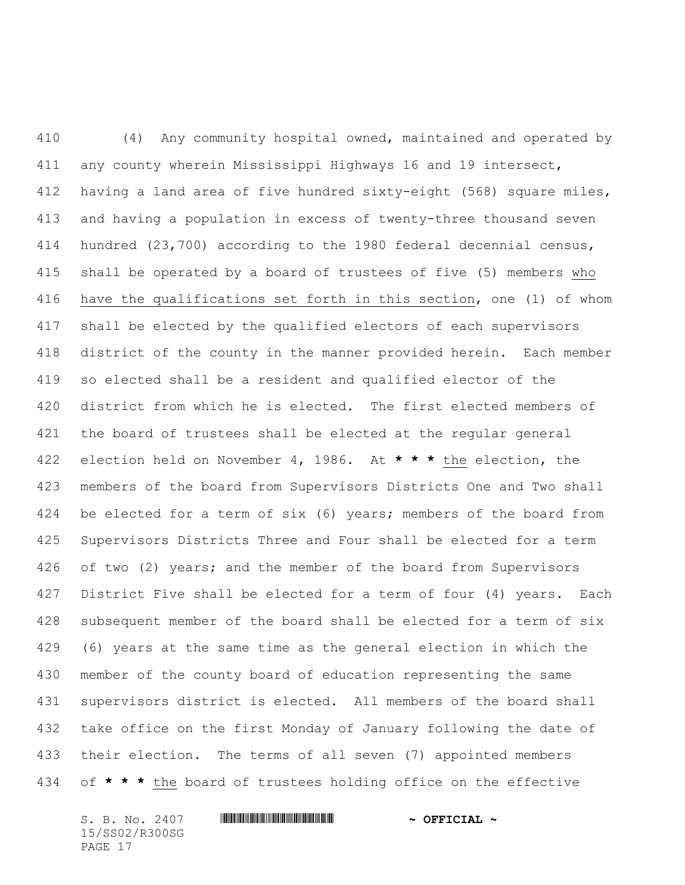(4) Any community hospital owned, maintained and operated by any county wherein Mississippi Highways 16 and 19 intersect, having a land area of five hundred sixty-eight (568) square miles, and having a population in excess of twenty-three thousand seven hundred (23,700) according to the 1980 federal decennial census, shall be operated by a board of trustees of five (5) members who have the qualifications set forth in this section, one (1) of whom shall be elected by the qualified electors of each supervisors district of the county in the manner provided herein. Each member so elected shall be a resident and qualified elector of the district from which he is elected. The first elected members of the board of trustees shall be elected at the regular general election held on November 4, 1986. At **\* \* \*** the election, the members of the board from Supervisors Districts One and Two shall be elected for a term of six (6) years; members of the board from Supervisors Districts Three and Four shall be elected for a term of two (2) years; and the member of the board from Supervisors District Five shall be elected for a term of four (4) years. Each subsequent member of the board shall be elected for a term of six (6) years at the same time as the general election in which the member of the county board of education representing the same supervisors district is elected. All members of the board shall take office on the first Monday of January following the date of their election. The terms of all seven (7) appointed members of **\* \* \*** the board of trustees holding office on the effective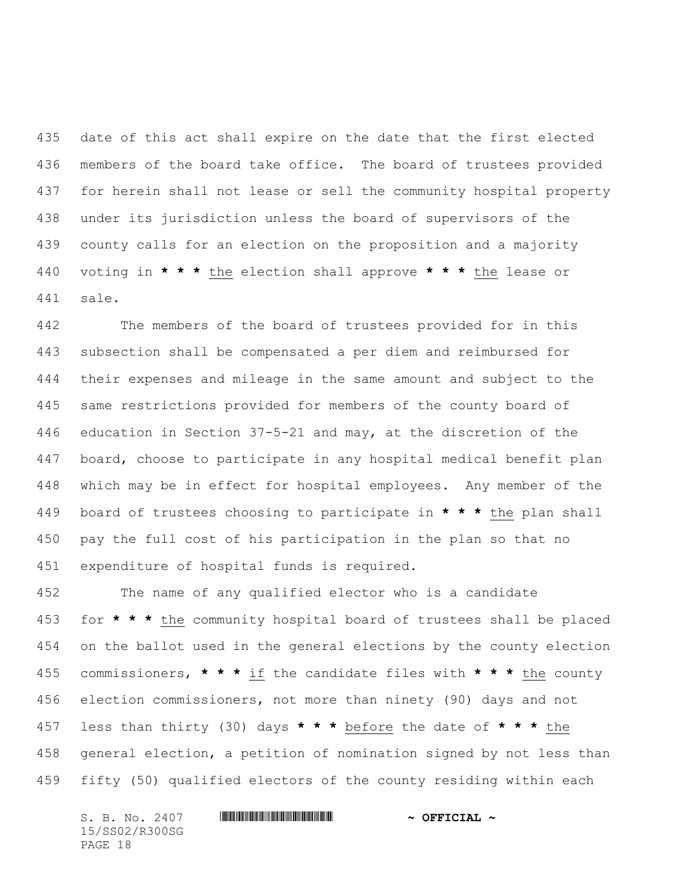date of this act shall expire on the date that the first elected members of the board take office. The board of trustees provided for herein shall not lease or sell the community hospital property under its jurisdiction unless the board of supervisors of the county calls for an election on the proposition and a majority voting in * * * the election shall approve * * * the lease or sale.

The members of the board of trustees provided for in this subsection shall be compensated a per diem and reimbursed for their expenses and mileage in the same amount and subject to the same restrictions provided for members of the county board of education in Section 37-5-21 and may, at the discretion of the board, choose to participate in any hospital medical benefit plan which may be in effect for hospital employees. Any member of the board of trustees choosing to participate in * * * the plan shall pay the full cost of his participation in the plan so that no expenditure of hospital funds is required.

The name of any qualified elector who is a candidate for * * * the community hospital board of trustees shall be placed on the ballot used in the general elections by the county election commissioners, * * * if the candidate files with * * * the county election commissioners, not more than ninety (90) days and not less than thirty (30) days * * * before the date of * * * the general election, a petition of nomination signed by not less than fifty (50) qualified electors of the county residing within each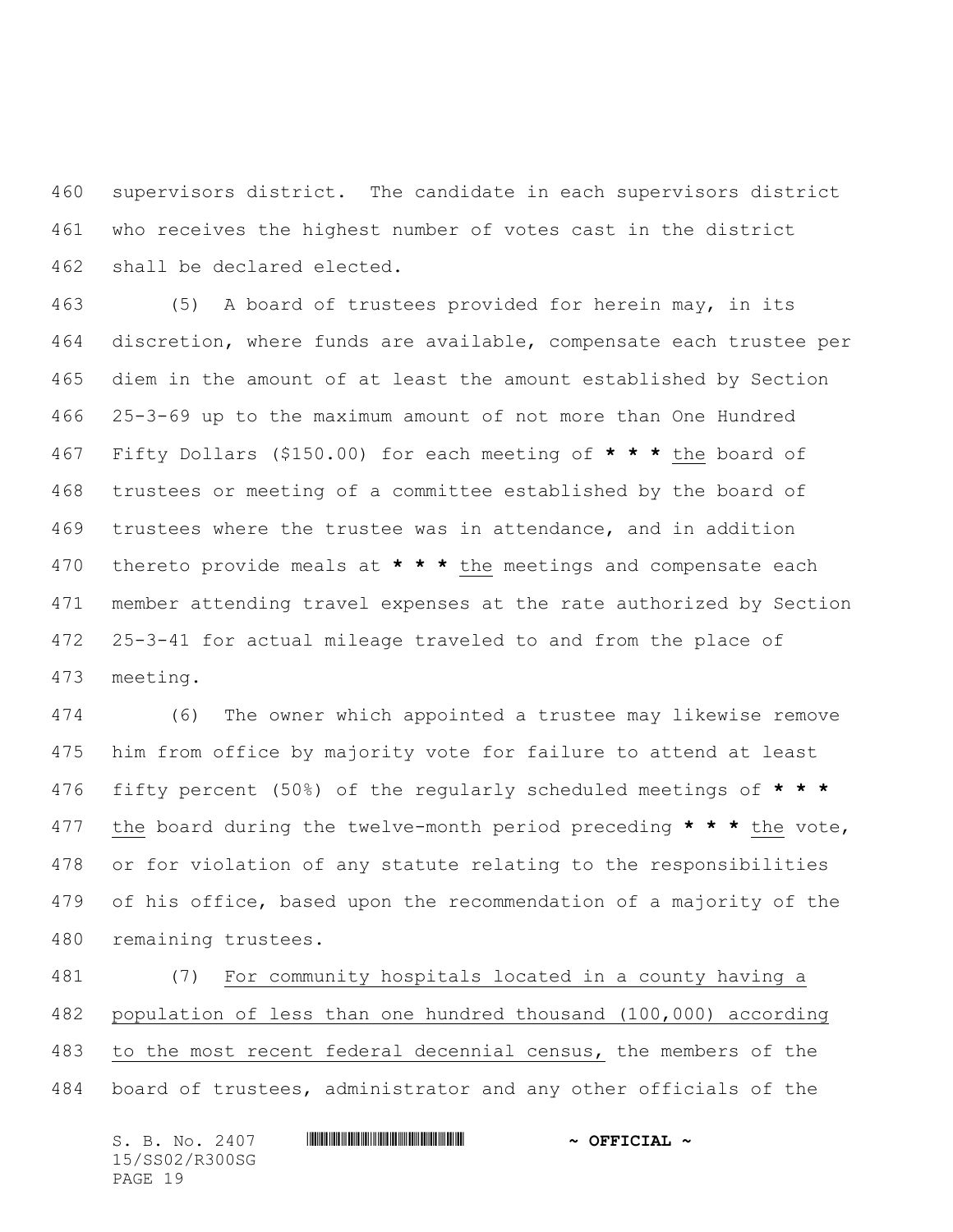supervisors district. The candidate in each supervisors district who receives the highest number of votes cast in the district shall be declared elected.

(5) A board of trustees provided for herein may, in its discretion, where funds are available, compensate each trustee per diem in the amount of at least the amount established by Section 25-3-69 up to the maximum amount of not more than One Hundred Fifty Dollars ($150.00) for each meeting of * * * the board of trustees or meeting of a committee established by the board of trustees where the trustee was in attendance, and in addition thereto provide meals at * * * the meetings and compensate each member attending travel expenses at the rate authorized by Section 25-3-41 for actual mileage traveled to and from the place of meeting.

(6) The owner which appointed a trustee may likewise remove him from office by majority vote for failure to attend at least fifty percent (50%) of the regularly scheduled meetings of * * * the board during the twelve-month period preceding * * * the vote, or for violation of any statute relating to the responsibilities of his office, based upon the recommendation of a majority of the remaining trustees.

(7) For community hospitals located in a county having a population of less than one hundred thousand (100,000) according to the most recent federal decennial census, the members of the board of trustees, administrator and any other officials of the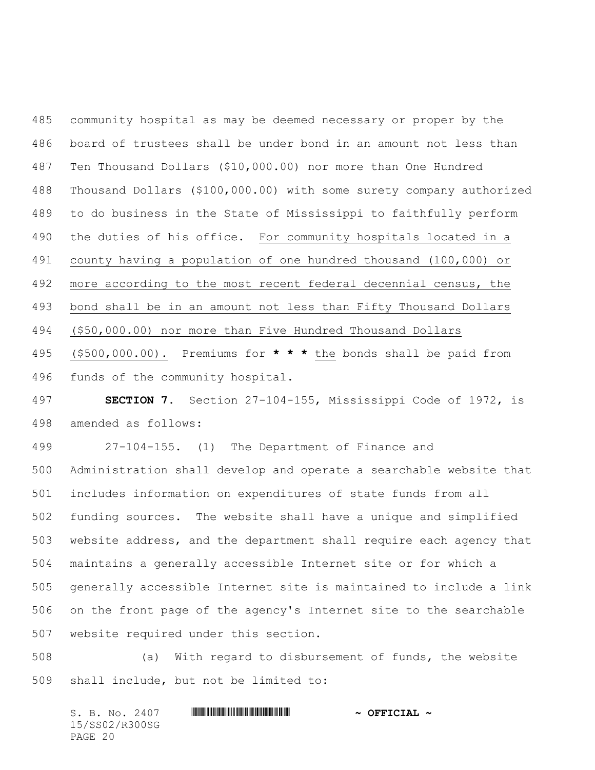community hospital as may be deemed necessary or proper by the board of trustees shall be under bond in an amount not less than Ten Thousand Dollars ($10,000.00) nor more than One Hundred Thousand Dollars ($100,000.00) with some surety company authorized to do business in the State of Mississippi to faithfully perform the duties of his office. For community hospitals located in a county having a population of one hundred thousand (100,000) or more according to the most recent federal decennial census, the bond shall be in an amount not less than Fifty Thousand Dollars ($50,000.00) nor more than Five Hundred Thousand Dollars ($500,000.00). Premiums for *** the bonds shall be paid from funds of the community hospital.

**SECTION 7.** Section 27-104-155, Mississippi Code of 1972, is amended as follows:

27-104-155. (1) The Department of Finance and Administration shall develop and operate a searchable website that includes information on expenditures of state funds from all funding sources. The website shall have a unique and simplified website address, and the department shall require each agency that maintains a generally accessible Internet site or for which a generally accessible Internet site is maintained to include a link on the front page of the agency's Internet site to the searchable website required under this section.

(a) With regard to disbursement of funds, the website shall include, but not be limited to: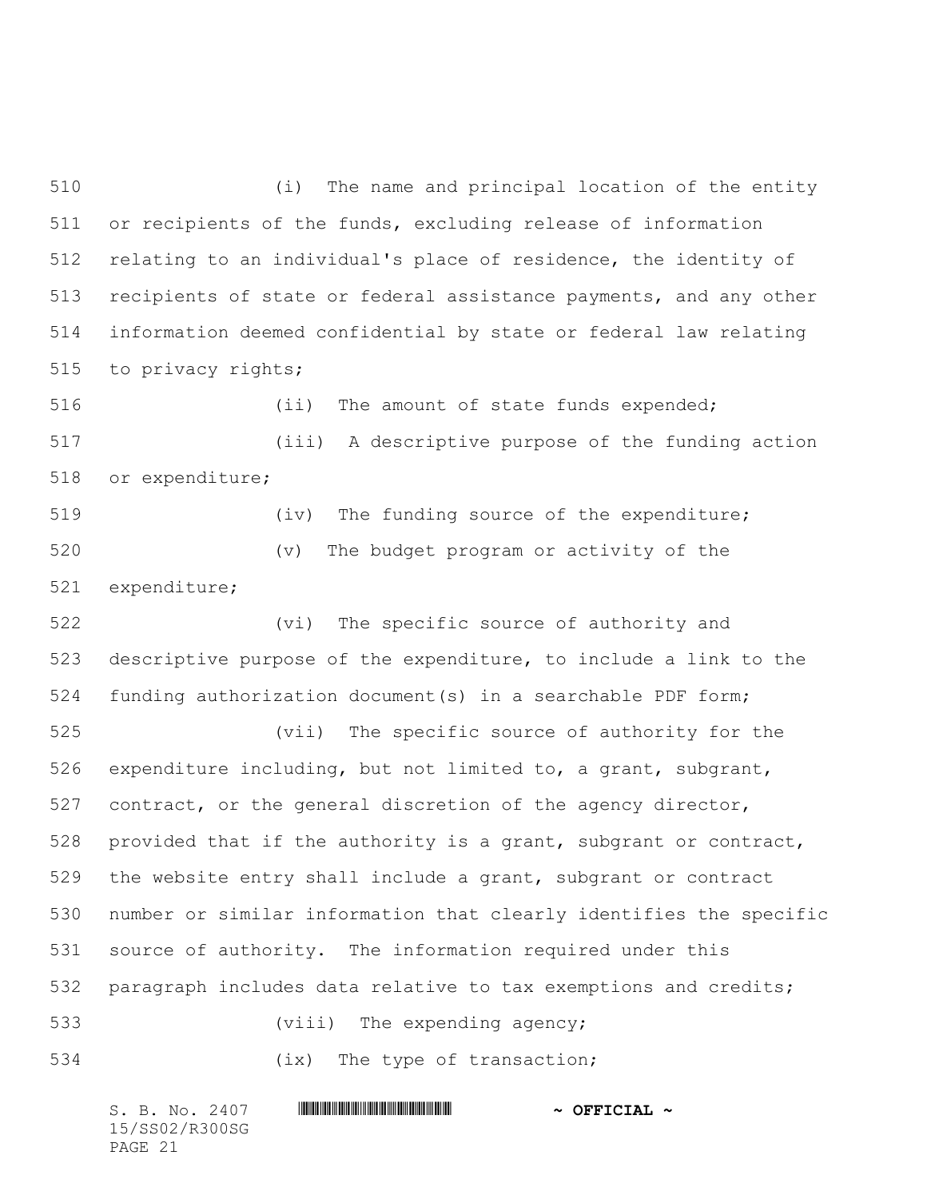(i) The name and principal location of the entity or recipients of the funds, excluding release of information relating to an individual's place of residence, the identity of recipients of state or federal assistance payments, and any other information deemed confidential by state or federal law relating to privacy rights;

(ii) The amount of state funds expended;

(iii) A descriptive purpose of the funding action or expenditure;

(iv) The funding source of the expenditure;

(v) The budget program or activity of the expenditure;

(vi) The specific source of authority and descriptive purpose of the expenditure, to include a link to the funding authorization document(s) in a searchable PDF form;

(vii) The specific source of authority for the expenditure including, but not limited to, a grant, subgrant, contract, or the general discretion of the agency director, provided that if the authority is a grant, subgrant or contract, the website entry shall include a grant, subgrant or contract number or similar information that clearly identifies the specific source of authority. The information required under this paragraph includes data relative to tax exemptions and credits;

(viii) The expending agency;

(ix) The type of transaction;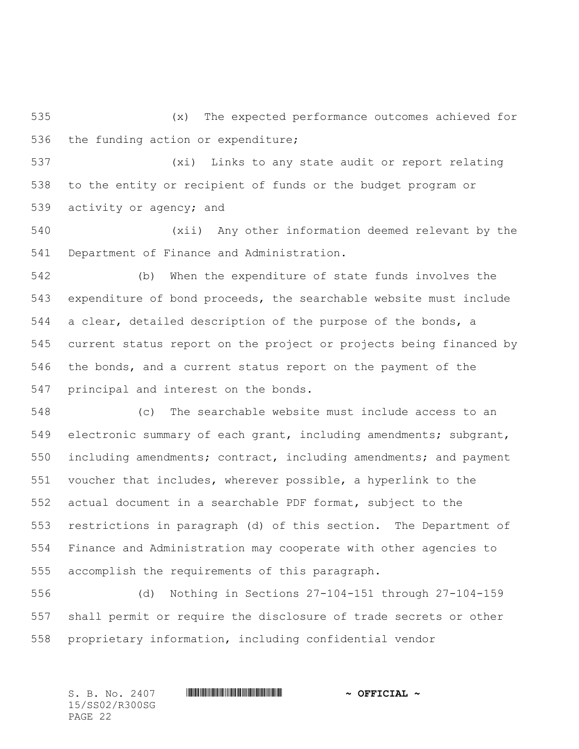(x) The expected performance outcomes achieved for the funding action or expenditure;

(xi) Links to any state audit or report relating to the entity or recipient of funds or the budget program or activity or agency; and

(xii) Any other information deemed relevant by the Department of Finance and Administration.

(b) When the expenditure of state funds involves the expenditure of bond proceeds, the searchable website must include a clear, detailed description of the purpose of the bonds, a current status report on the project or projects being financed by the bonds, and a current status report on the payment of the principal and interest on the bonds.

(c) The searchable website must include access to an electronic summary of each grant, including amendments; subgrant, including amendments; contract, including amendments; and payment voucher that includes, wherever possible, a hyperlink to the actual document in a searchable PDF format, subject to the restrictions in paragraph (d) of this section. The Department of Finance and Administration may cooperate with other agencies to accomplish the requirements of this paragraph.

(d) Nothing in Sections 27-104-151 through 27-104-159 shall permit or require the disclosure of trade secrets or other proprietary information, including confidential vendor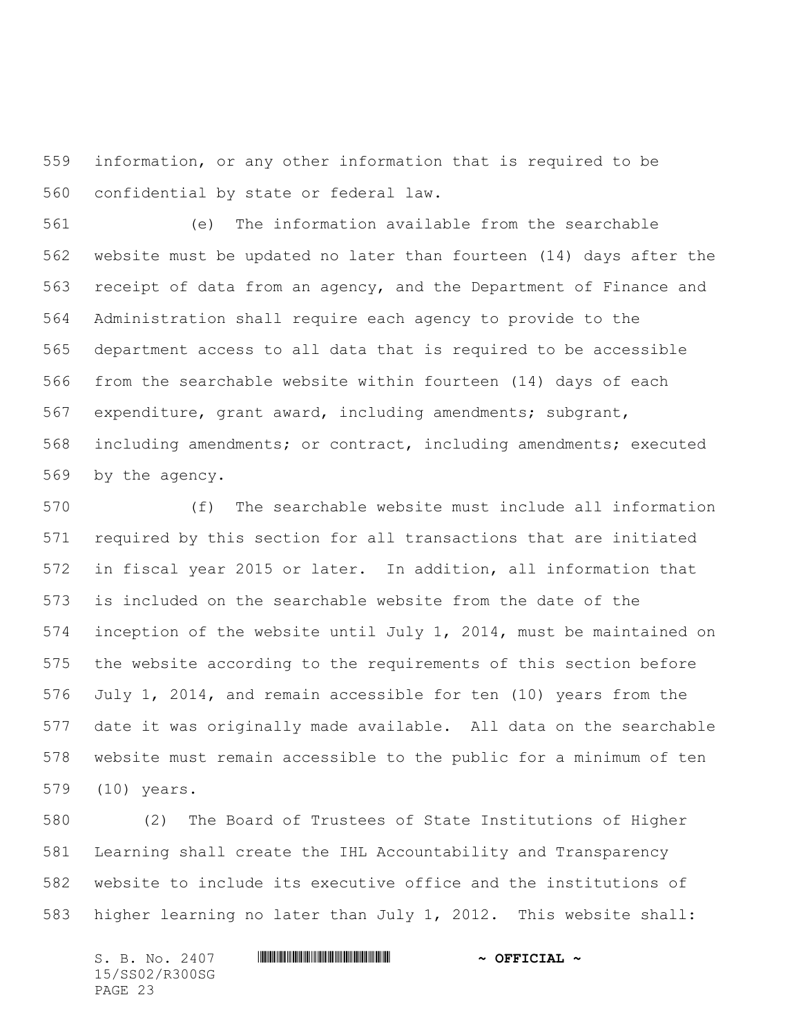information, or any other information that is required to be confidential by state or federal law.

(e) The information available from the searchable website must be updated no later than fourteen (14) days after the receipt of data from an agency, and the Department of Finance and Administration shall require each agency to provide to the department access to all data that is required to be accessible from the searchable website within fourteen (14) days of each expenditure, grant award, including amendments; subgrant, including amendments; or contract, including amendments; executed by the agency.

(f) The searchable website must include all information required by this section for all transactions that are initiated in fiscal year 2015 or later. In addition, all information that is included on the searchable website from the date of the inception of the website until July 1, 2014, must be maintained on the website according to the requirements of this section before July 1, 2014, and remain accessible for ten (10) years from the date it was originally made available. All data on the searchable website must remain accessible to the public for a minimum of ten (10) years.

(2) The Board of Trustees of State Institutions of Higher Learning shall create the IHL Accountability and Transparency website to include its executive office and the institutions of higher learning no later than July 1, 2012. This website shall: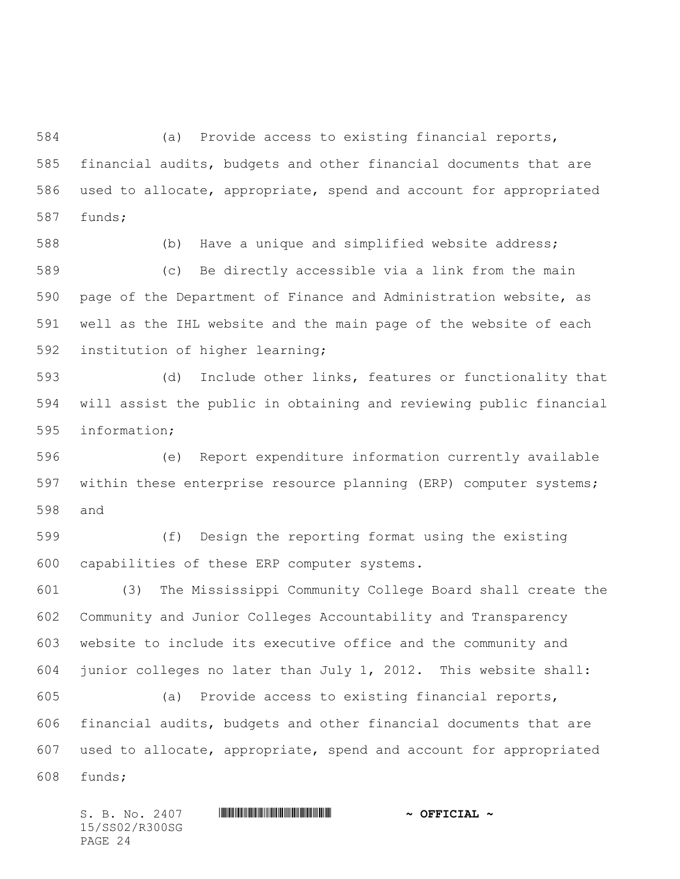(a) Provide access to existing financial reports, financial audits, budgets and other financial documents that are used to allocate, appropriate, spend and account for appropriated funds;

(b) Have a unique and simplified website address;

(c) Be directly accessible via a link from the main page of the Department of Finance and Administration website, as well as the IHL website and the main page of the website of each institution of higher learning;

(d) Include other links, features or functionality that will assist the public in obtaining and reviewing public financial information;

(e) Report expenditure information currently available within these enterprise resource planning (ERP) computer systems; and

(f) Design the reporting format using the existing capabilities of these ERP computer systems.

(3) The Mississippi Community College Board shall create the Community and Junior Colleges Accountability and Transparency website to include its executive office and the community and junior colleges no later than July 1, 2012. This website shall:

(a) Provide access to existing financial reports, financial audits, budgets and other financial documents that are used to allocate, appropriate, spend and account for appropriated funds;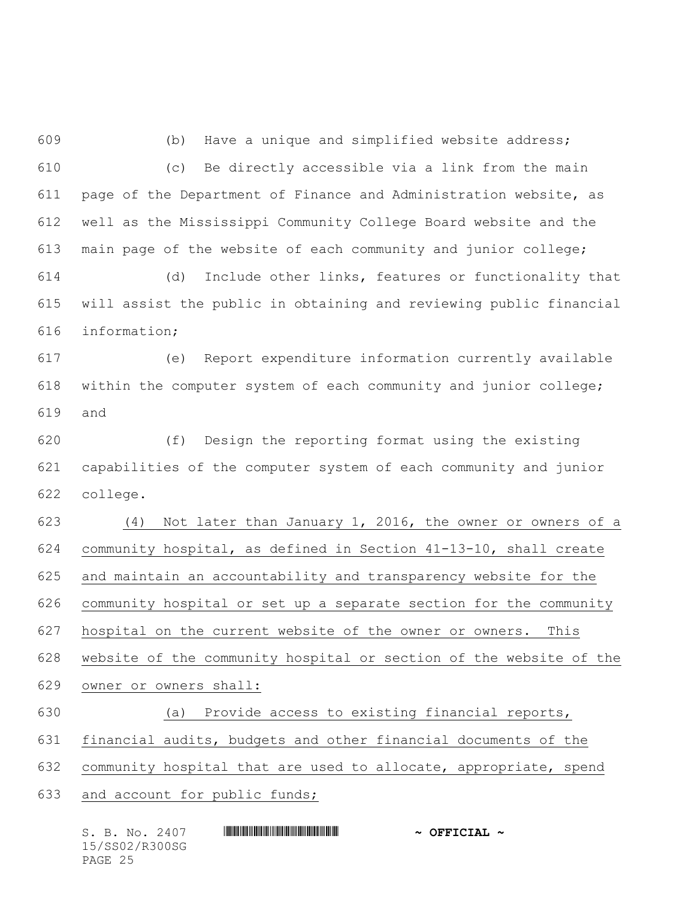(b) Have a unique and simplified website address;

(c) Be directly accessible via a link from the main page of the Department of Finance and Administration website, as well as the Mississippi Community College Board website and the main page of the website of each community and junior college;

(d) Include other links, features or functionality that will assist the public in obtaining and reviewing public financial information;

(e) Report expenditure information currently available within the computer system of each community and junior college; and

(f) Design the reporting format using the existing capabilities of the computer system of each community and junior college.

(4) Not later than January 1, 2016, the owner or owners of a community hospital, as defined in Section 41-13-10, shall create and maintain an accountability and transparency website for the community hospital or set up a separate section for the community hospital on the current website of the owner or owners. This website of the community hospital or section of the website of the owner or owners shall:

(a) Provide access to existing financial reports, financial audits, budgets and other financial documents of the community hospital that are used to allocate, appropriate, spend and account for public funds;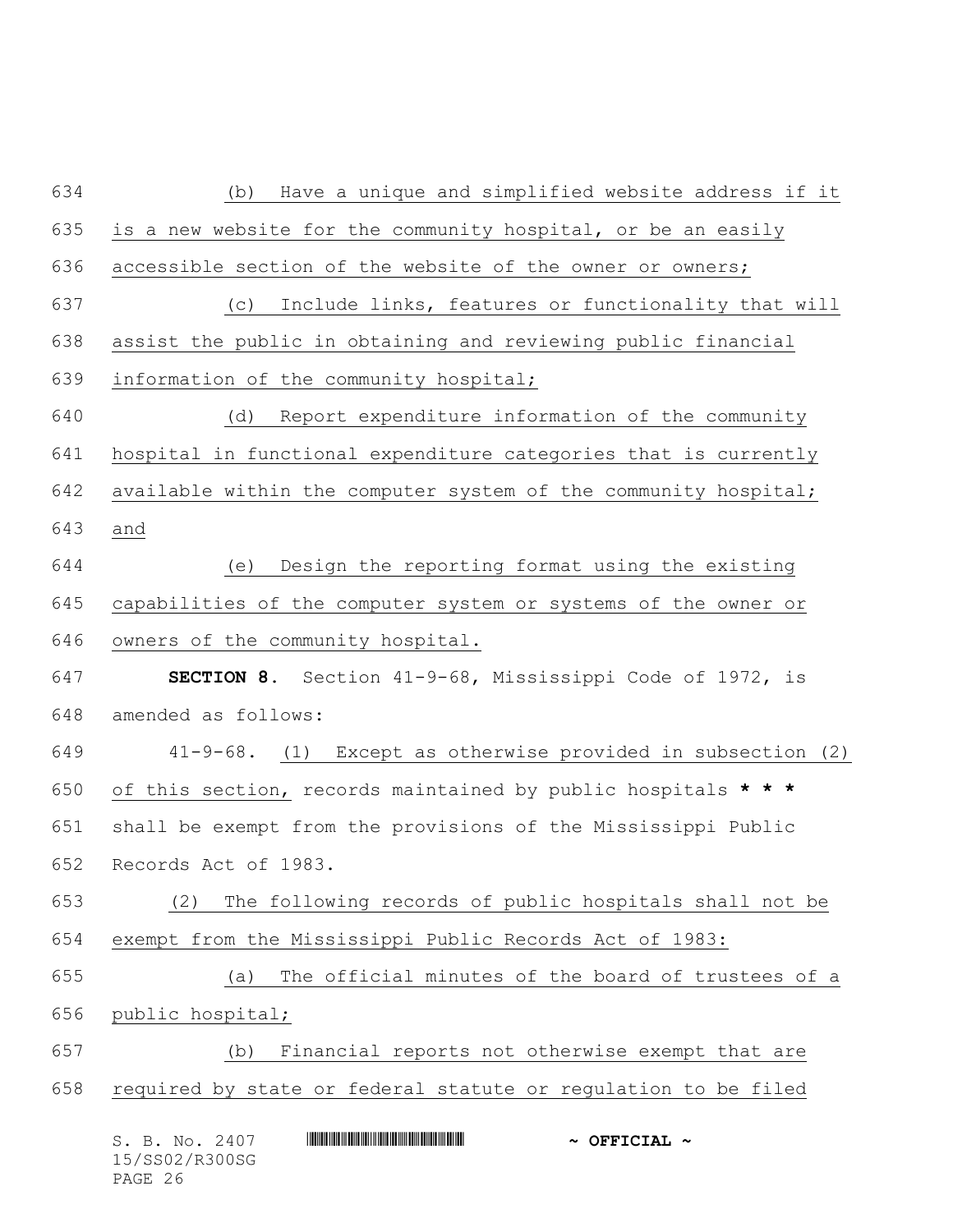(b) Have a unique and simplified website address if it is a new website for the community hospital, or be an easily accessible section of the website of the owner or owners;

(c) Include links, features or functionality that will assist the public in obtaining and reviewing public financial information of the community hospital;

(d) Report expenditure information of the community hospital in functional expenditure categories that is currently available within the computer system of the community hospital; and

(e) Design the reporting format using the existing capabilities of the computer system or systems of the owner or owners of the community hospital.

**SECTION 8.** Section 41-9-68, Mississippi Code of 1972, is amended as follows:

41-9-68. (1) Except as otherwise provided in subsection (2) of this section, records maintained by public hospitals *** shall be exempt from the provisions of the Mississippi Public Records Act of 1983.

(2) The following records of public hospitals shall not be exempt from the Mississippi Public Records Act of 1983:

(a) The official minutes of the board of trustees of a public hospital;

(b) Financial reports not otherwise exempt that are required by state or federal statute or regulation to be filed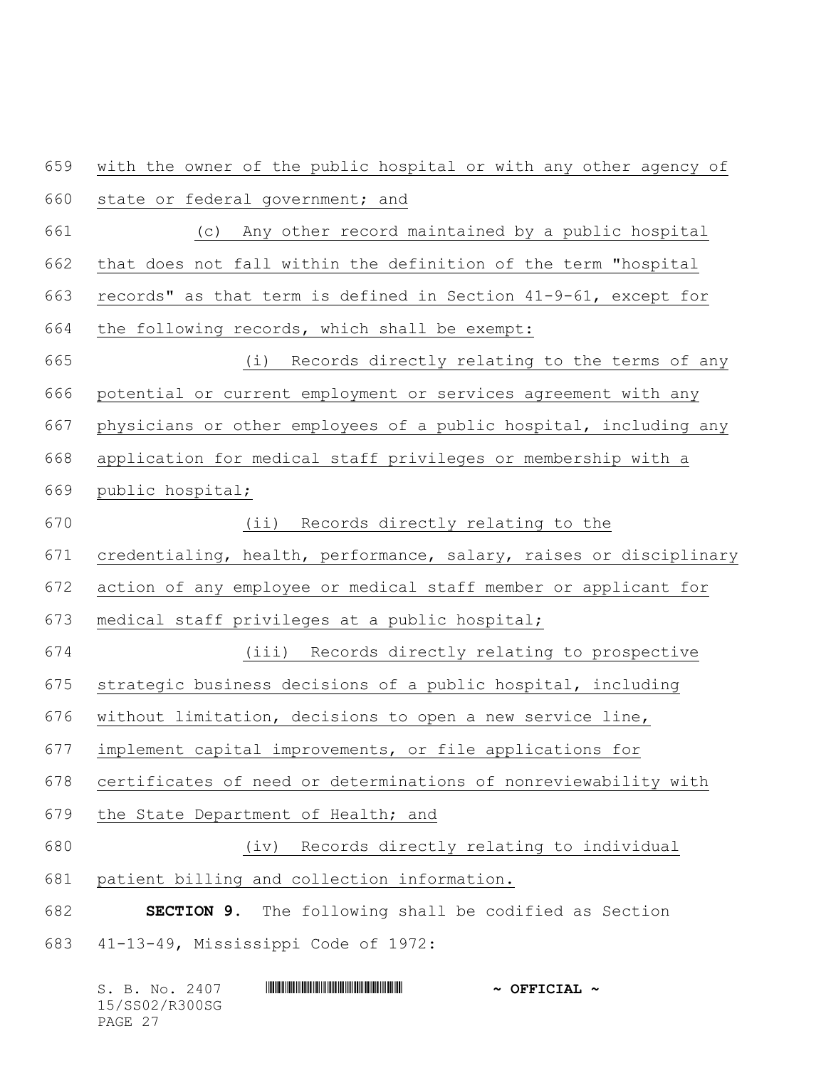with the owner of the public hospital or with any other agency of state or federal government; and

(c) Any other record maintained by a public hospital that does not fall within the definition of the term "hospital records" as that term is defined in Section 41-9-61, except for the following records, which shall be exempt:

(i) Records directly relating to the terms of any potential or current employment or services agreement with any physicians or other employees of a public hospital, including any application for medical staff privileges or membership with a public hospital;

(ii) Records directly relating to the credentialing, health, performance, salary, raises or disciplinary action of any employee or medical staff member or applicant for medical staff privileges at a public hospital;

(iii) Records directly relating to prospective strategic business decisions of a public hospital, including without limitation, decisions to open a new service line, implement capital improvements, or file applications for certificates of need or determinations of nonreviewability with the State Department of Health; and

(iv) Records directly relating to individual patient billing and collection information.

**SECTION 9.** The following shall be codified as Section 41-13-49, Mississippi Code of 1972: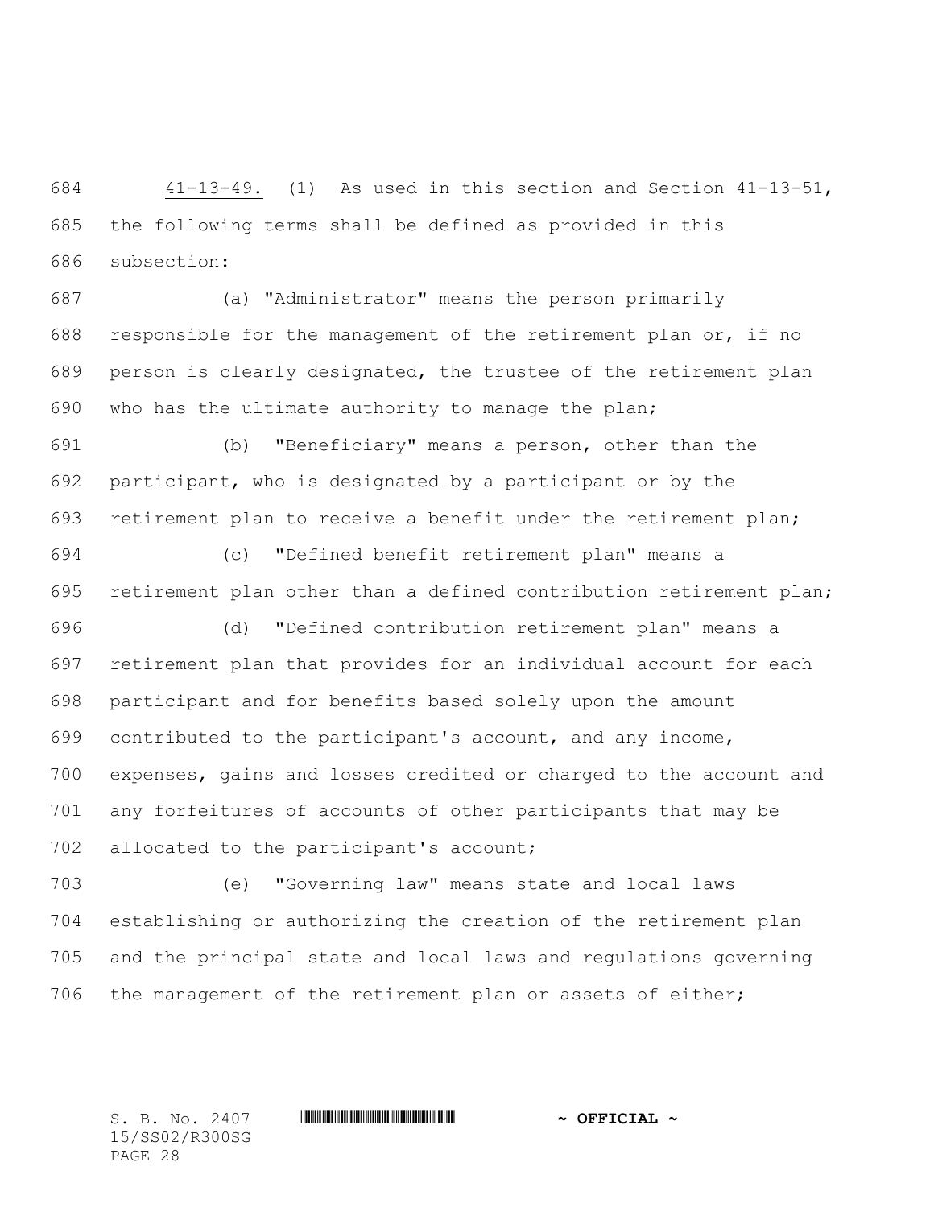41-13-49. (1) As used in this section and Section 41-13-51, the following terms shall be defined as provided in this subsection:

(a) "Administrator" means the person primarily responsible for the management of the retirement plan or, if no person is clearly designated, the trustee of the retirement plan who has the ultimate authority to manage the plan;

(b) "Beneficiary" means a person, other than the participant, who is designated by a participant or by the retirement plan to receive a benefit under the retirement plan;

(c) "Defined benefit retirement plan" means a retirement plan other than a defined contribution retirement plan;

(d) "Defined contribution retirement plan" means a retirement plan that provides for an individual account for each participant and for benefits based solely upon the amount contributed to the participant's account, and any income, expenses, gains and losses credited or charged to the account and any forfeitures of accounts of other participants that may be allocated to the participant's account;

(e) "Governing law" means state and local laws establishing or authorizing the creation of the retirement plan and the principal state and local laws and regulations governing the management of the retirement plan or assets of either;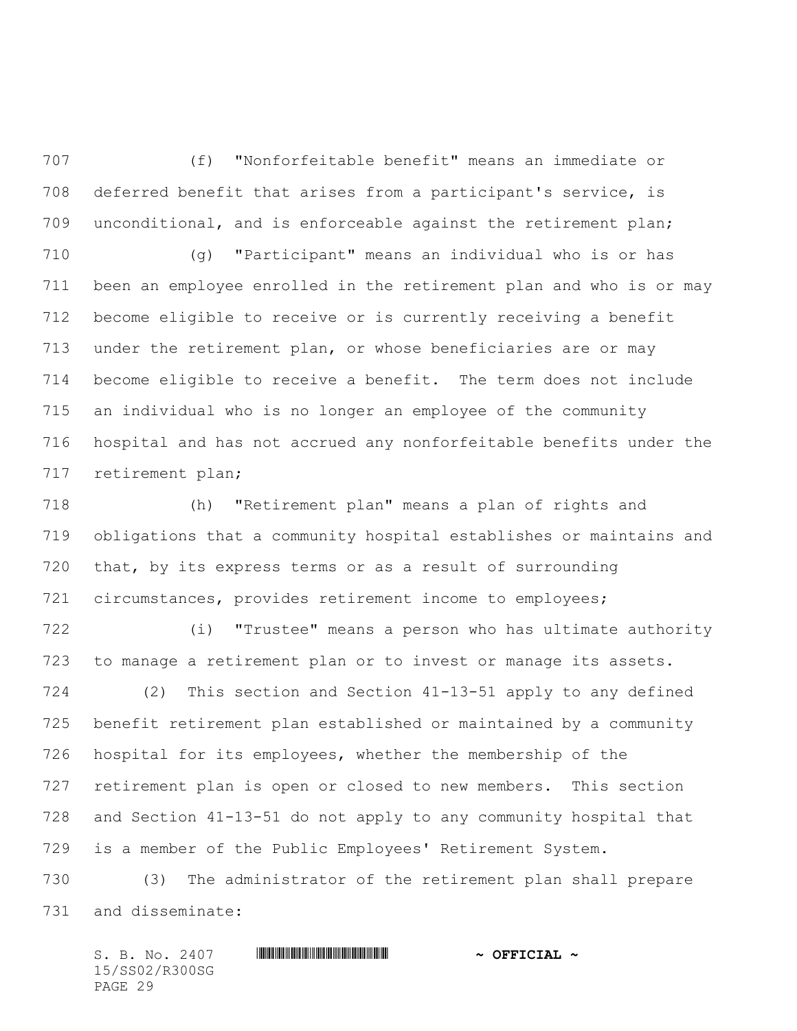(f) "Nonforfeitable benefit" means an immediate or deferred benefit that arises from a participant's service, is unconditional, and is enforceable against the retirement plan;

(g) "Participant" means an individual who is or has been an employee enrolled in the retirement plan and who is or may become eligible to receive or is currently receiving a benefit under the retirement plan, or whose beneficiaries are or may become eligible to receive a benefit. The term does not include an individual who is no longer an employee of the community hospital and has not accrued any nonforfeitable benefits under the retirement plan;

(h) "Retirement plan" means a plan of rights and obligations that a community hospital establishes or maintains and that, by its express terms or as a result of surrounding circumstances, provides retirement income to employees;

(i) "Trustee" means a person who has ultimate authority to manage a retirement plan or to invest or manage its assets.

(2) This section and Section 41-13-51 apply to any defined benefit retirement plan established or maintained by a community hospital for its employees, whether the membership of the retirement plan is open or closed to new members. This section and Section 41-13-51 do not apply to any community hospital that is a member of the Public Employees' Retirement System.

(3) The administrator of the retirement plan shall prepare and disseminate: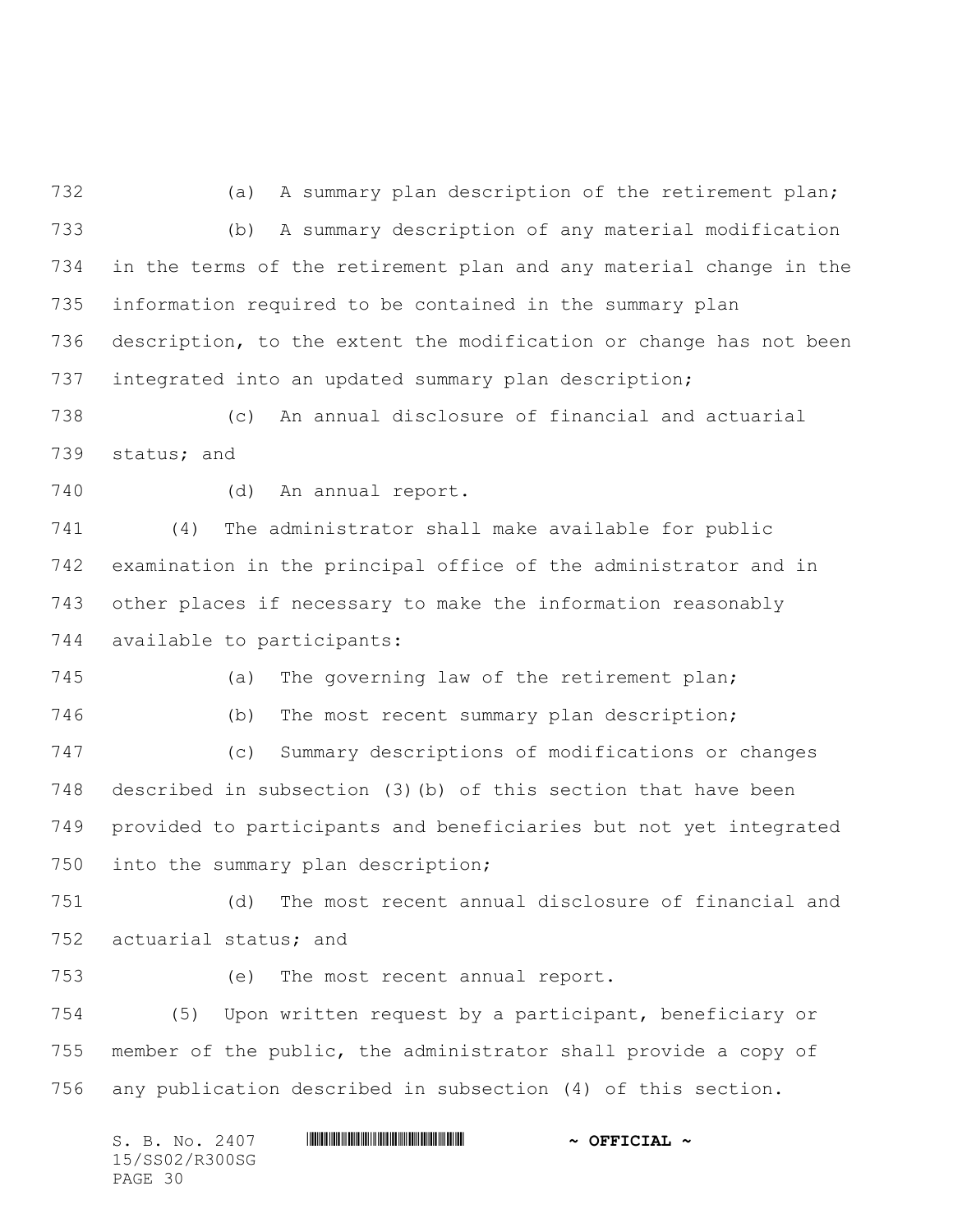(a) A summary plan description of the retirement plan;

(b) A summary description of any material modification in the terms of the retirement plan and any material change in the information required to be contained in the summary plan description, to the extent the modification or change has not been integrated into an updated summary plan description;

(c) An annual disclosure of financial and actuarial status; and

(d) An annual report.

(4) The administrator shall make available for public examination in the principal office of the administrator and in other places if necessary to make the information reasonably available to participants:

(a) The governing law of the retirement plan;

(b) The most recent summary plan description;

(c) Summary descriptions of modifications or changes described in subsection (3)(b) of this section that have been provided to participants and beneficiaries but not yet integrated into the summary plan description;

(d) The most recent annual disclosure of financial and actuarial status; and

(e) The most recent annual report.

(5) Upon written request by a participant, beneficiary or member of the public, the administrator shall provide a copy of any publication described in subsection (4) of this section.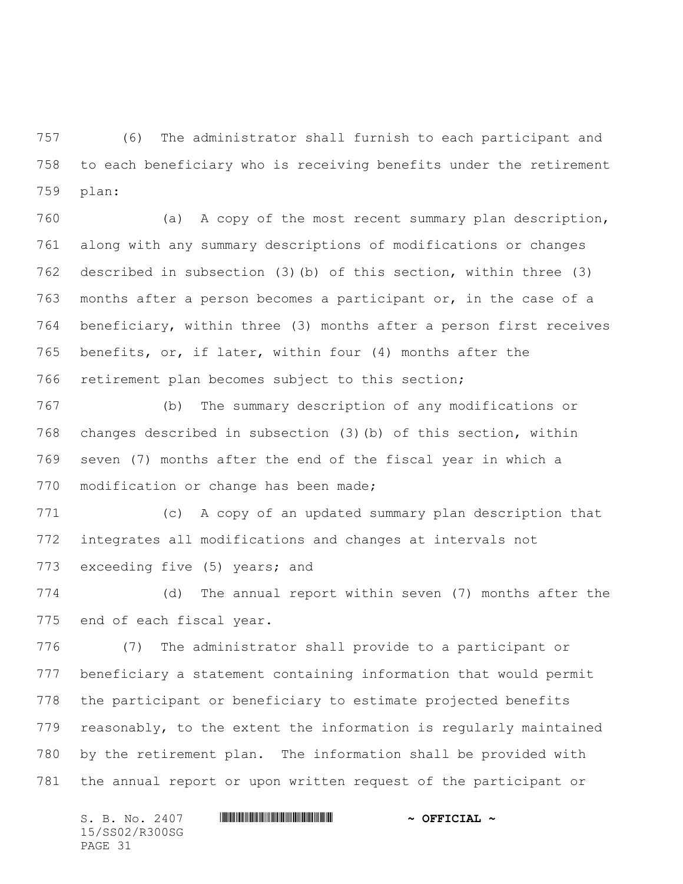(6) The administrator shall furnish to each participant and to each beneficiary who is receiving benefits under the retirement plan:

(a) A copy of the most recent summary plan description, along with any summary descriptions of modifications or changes described in subsection (3)(b) of this section, within three (3) months after a person becomes a participant or, in the case of a beneficiary, within three (3) months after a person first receives benefits, or, if later, within four (4) months after the retirement plan becomes subject to this section;

(b) The summary description of any modifications or changes described in subsection (3)(b) of this section, within seven (7) months after the end of the fiscal year in which a modification or change has been made;

(c) A copy of an updated summary plan description that integrates all modifications and changes at intervals not exceeding five (5) years; and

(d) The annual report within seven (7) months after the end of each fiscal year.

(7) The administrator shall provide to a participant or beneficiary a statement containing information that would permit the participant or beneficiary to estimate projected benefits reasonably, to the extent the information is regularly maintained by the retirement plan. The information shall be provided with the annual report or upon written request of the participant or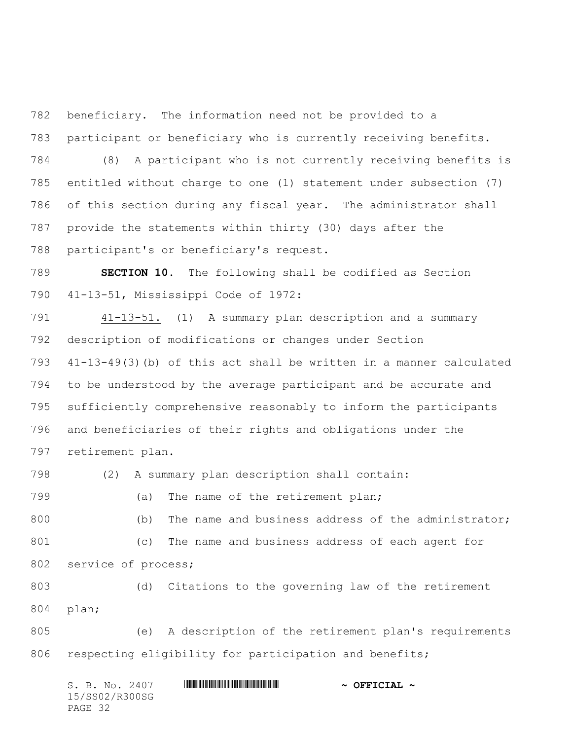beneficiary. The information need not be provided to a participant or beneficiary who is currently receiving benefits.

(8) A participant who is not currently receiving benefits is entitled without charge to one (1) statement under subsection (7) of this section during any fiscal year. The administrator shall provide the statements within thirty (30) days after the participant's or beneficiary's request.

**SECTION 10.** The following shall be codified as Section 41-13-51, Mississippi Code of 1972:

41-13-51. (1) A summary plan description and a summary description of modifications or changes under Section 41-13-49(3)(b) of this act shall be written in a manner calculated to be understood by the average participant and be accurate and sufficiently comprehensive reasonably to inform the participants and beneficiaries of their rights and obligations under the retirement plan.

(2) A summary plan description shall contain:

(a) The name of the retirement plan;

(b) The name and business address of the administrator;

(c) The name and business address of each agent for service of process;

(d) Citations to the governing law of the retirement plan;

(e) A description of the retirement plan's requirements respecting eligibility for participation and benefits;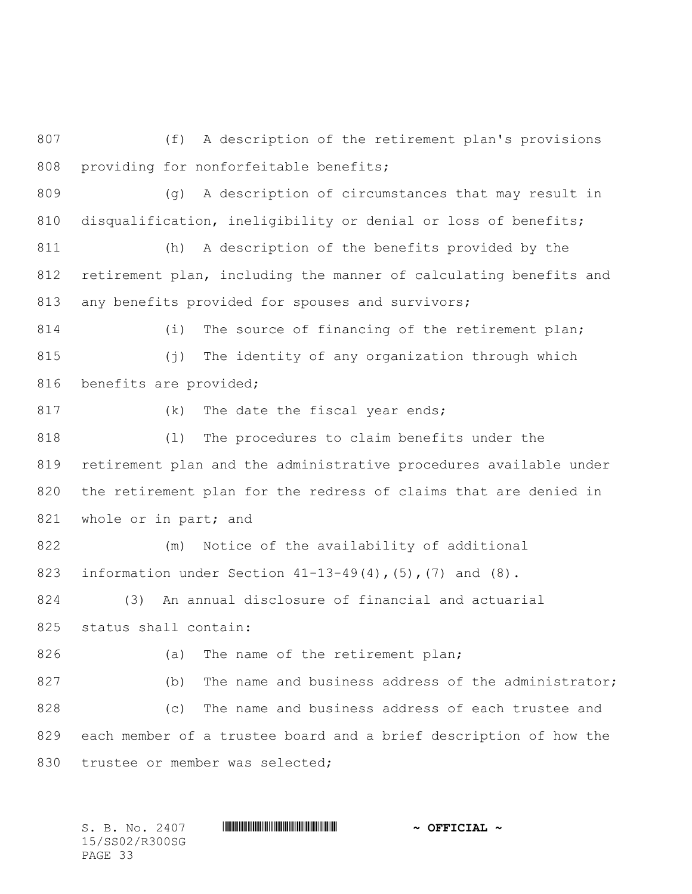(f) A description of the retirement plan's provisions providing for nonforfeitable benefits;

(g) A description of circumstances that may result in disqualification, ineligibility or denial or loss of benefits;

(h) A description of the benefits provided by the retirement plan, including the manner of calculating benefits and any benefits provided for spouses and survivors;

(i) The source of financing of the retirement plan;

(j) The identity of any organization through which benefits are provided;

(k) The date the fiscal year ends;

(l) The procedures to claim benefits under the retirement plan and the administrative procedures available under the retirement plan for the redress of claims that are denied in whole or in part; and

(m) Notice of the availability of additional information under Section 41-13-49(4),(5),(7) and (8).

(3) An annual disclosure of financial and actuarial status shall contain:

(a) The name of the retirement plan;

(b) The name and business address of the administrator;

(c) The name and business address of each trustee and each member of a trustee board and a brief description of how the trustee or member was selected;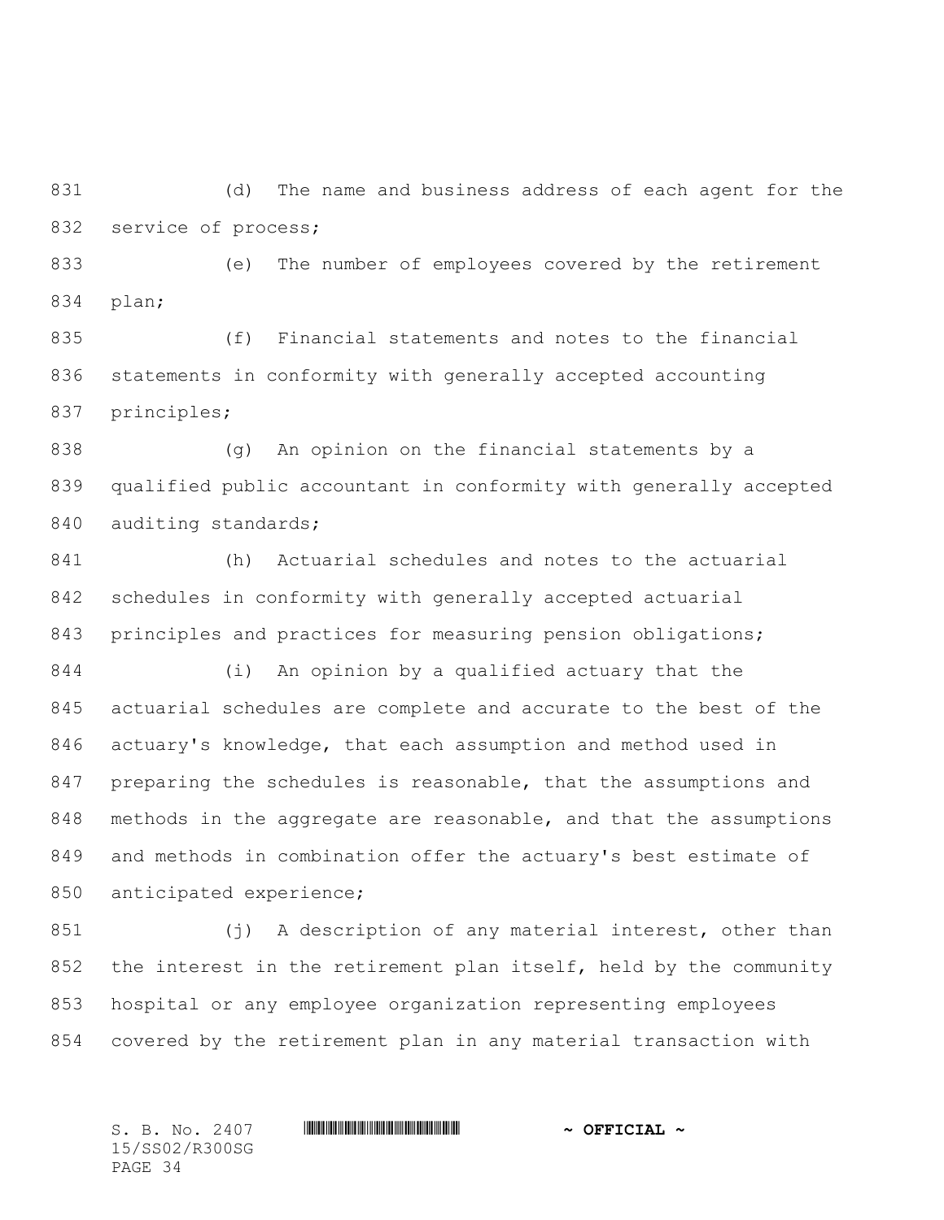(d) The name and business address of each agent for the service of process;

(e) The number of employees covered by the retirement plan;

(f) Financial statements and notes to the financial statements in conformity with generally accepted accounting principles;

(g) An opinion on the financial statements by a qualified public accountant in conformity with generally accepted auditing standards;

(h) Actuarial schedules and notes to the actuarial schedules in conformity with generally accepted actuarial principles and practices for measuring pension obligations;

(i) An opinion by a qualified actuary that the actuarial schedules are complete and accurate to the best of the actuary's knowledge, that each assumption and method used in preparing the schedules is reasonable, that the assumptions and methods in the aggregate are reasonable, and that the assumptions and methods in combination offer the actuary's best estimate of anticipated experience;

(j) A description of any material interest, other than the interest in the retirement plan itself, held by the community hospital or any employee organization representing employees covered by the retirement plan in any material transaction with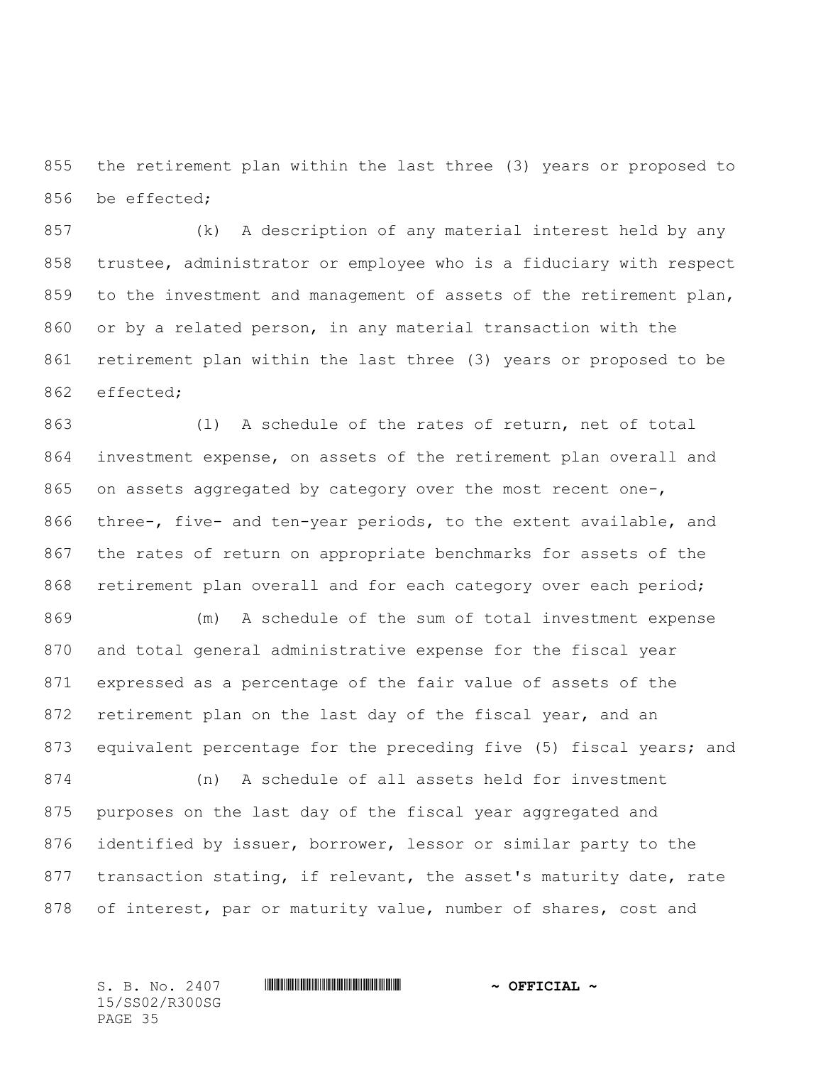the retirement plan within the last three (3) years or proposed to be effected;

(k) A description of any material interest held by any trustee, administrator or employee who is a fiduciary with respect to the investment and management of assets of the retirement plan, or by a related person, in any material transaction with the retirement plan within the last three (3) years or proposed to be effected;

(l) A schedule of the rates of return, net of total investment expense, on assets of the retirement plan overall and on assets aggregated by category over the most recent one-, three-, five- and ten-year periods, to the extent available, and the rates of return on appropriate benchmarks for assets of the retirement plan overall and for each category over each period;

(m) A schedule of the sum of total investment expense and total general administrative expense for the fiscal year expressed as a percentage of the fair value of assets of the retirement plan on the last day of the fiscal year, and an equivalent percentage for the preceding five (5) fiscal years; and

(n) A schedule of all assets held for investment purposes on the last day of the fiscal year aggregated and identified by issuer, borrower, lessor or similar party to the transaction stating, if relevant, the asset's maturity date, rate of interest, par or maturity value, number of shares, cost and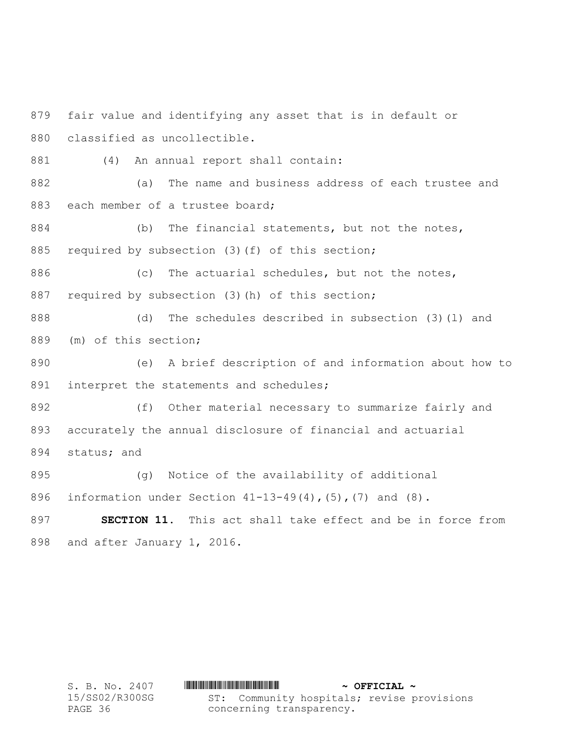fair value and identifying any asset that is in default or classified as uncollectible.

(4) An annual report shall contain:

(a) The name and business address of each trustee and each member of a trustee board;

(b) The financial statements, but not the notes, required by subsection (3)(f) of this section;

(c) The actuarial schedules, but not the notes, required by subsection (3)(h) of this section;

(d) The schedules described in subsection (3)(l) and (m) of this section;

(e) A brief description of and information about how to interpret the statements and schedules;

(f) Other material necessary to summarize fairly and accurately the annual disclosure of financial and actuarial status; and

(g) Notice of the availability of additional information under Section 41-13-49(4),(5),(7) and (8).

**SECTION 11.** This act shall take effect and be in force from and after January 1, 2016.